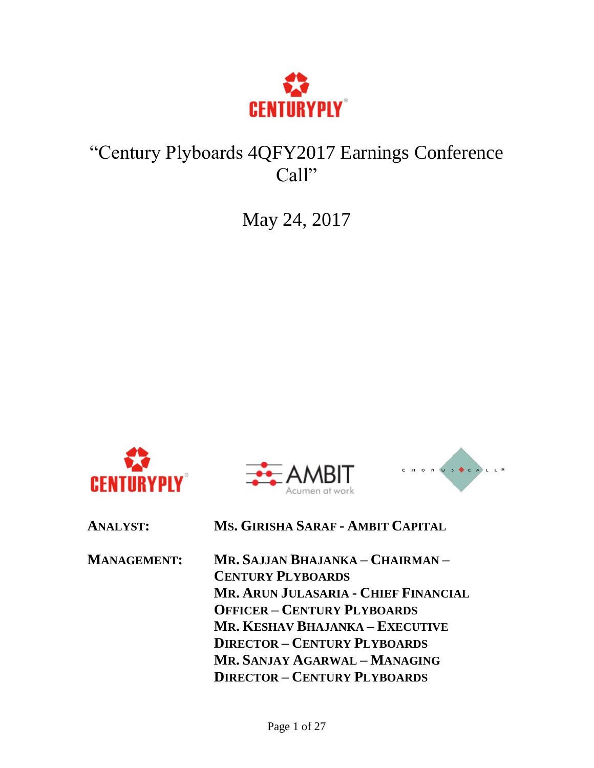# "Century Plyboards 4QFY2017 Earnings Conference Call"

May 24, 2017

**ANALYST:** **MS. GIRISHA SARAF - AMBIT CAPITAL**

**MANAGEMENT:** **MR. SAJJAN BHAJANKA – CHAIRMAN – CENTURY PLYBOARDS**
**MR. ARUN JULASARIA - CHIEF FINANCIAL OFFICER – CENTURY PLYBOARDS**
**MR. KESHAV BHAJANKA – EXECUTIVE DIRECTOR – CENTURY PLYBOARDS**
**MR. SANJAY AGARWAL – MANAGING DIRECTOR – CENTURY PLYBOARDS**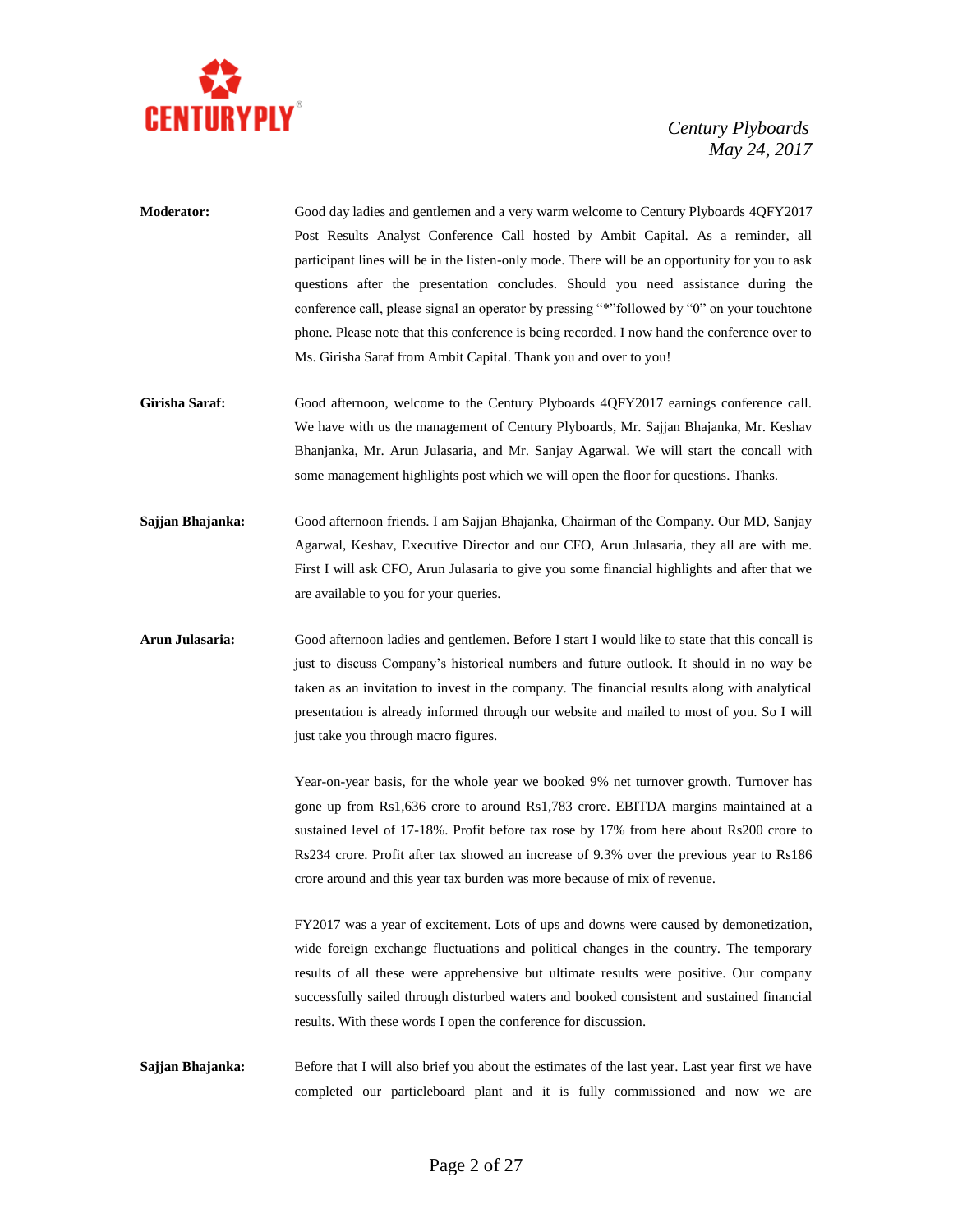**Moderator:** Good day ladies and gentlemen and a very warm welcome to Century Plyboards 4QFY2017 Post Results Analyst Conference Call hosted by Ambit Capital. As a reminder, all participant lines will be in the listen-only mode. There will be an opportunity for you to ask questions after the presentation concludes. Should you need assistance during the conference call, please signal an operator by pressing "*"followed by "0" on your touchtone phone. Please note that this conference is being recorded. I now hand the conference over to Ms. Girisha Saraf from Ambit Capital. Thank you and over to you!

**Girisha Saraf:** Good afternoon, welcome to the Century Plyboards 4QFY2017 earnings conference call. We have with us the management of Century Plyboards, Mr. Sajjan Bhajanka, Mr. Keshav Bhanjanka, Mr. Arun Julasaria, and Mr. Sanjay Agarwal. We will start the concall with some management highlights post which we will open the floor for questions. Thanks.

**Sajjan Bhajanka:** Good afternoon friends. I am Sajjan Bhajanka, Chairman of the Company. Our MD, Sanjay Agarwal, Keshav, Executive Director and our CFO, Arun Julasaria, they all are with me. First I will ask CFO, Arun Julasaria to give you some financial highlights and after that we are available to you for your queries.

**Arun Julasaria:** Good afternoon ladies and gentlemen. Before I start I would like to state that this concall is just to discuss Company's historical numbers and future outlook. It should in no way be taken as an invitation to invest in the company. The financial results along with analytical presentation is already informed through our website and mailed to most of you. So I will just take you through macro figures.

Year-on-year basis, for the whole year we booked 9% net turnover growth. Turnover has gone up from Rs1,636 crore to around Rs1,783 crore. EBITDA margins maintained at a sustained level of 17-18%. Profit before tax rose by 17% from here about Rs200 crore to Rs234 crore. Profit after tax showed an increase of 9.3% over the previous year to Rs186 crore around and this year tax burden was more because of mix of revenue.

FY2017 was a year of excitement. Lots of ups and downs were caused by demonetization, wide foreign exchange fluctuations and political changes in the country. The temporary results of all these were apprehensive but ultimate results were positive. Our company successfully sailed through disturbed waters and booked consistent and sustained financial results. With these words I open the conference for discussion.

**Sajjan Bhajanka:** Before that I will also brief you about the estimates of the last year. Last year first we have completed our particleboard plant and it is fully commissioned and now we are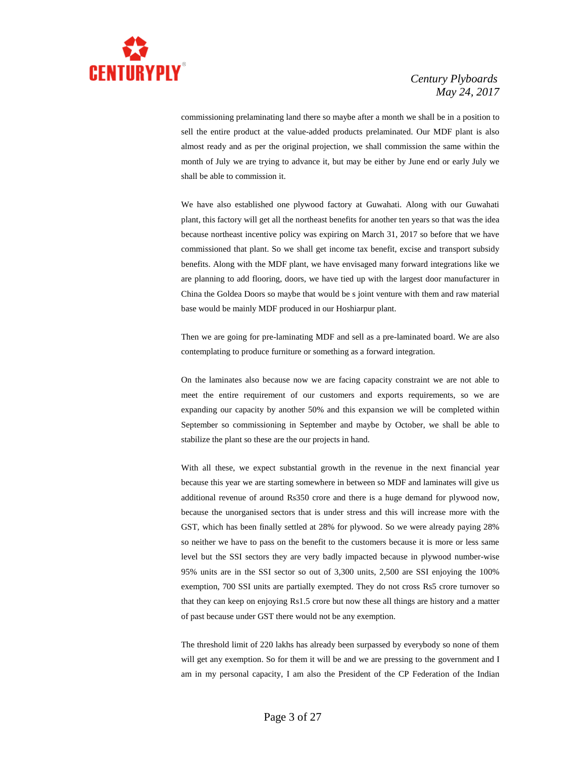commissioning prelaminating land there so maybe after a month we shall be in a position to sell the entire product at the value-added products prelaminated. Our MDF plant is also almost ready and as per the original projection, we shall commission the same within the month of July we are trying to advance it, but may be either by June end or early July we shall be able to commission it.

We have also established one plywood factory at Guwahati. Along with our Guwahati plant, this factory will get all the northeast benefits for another ten years so that was the idea because northeast incentive policy was expiring on March 31, 2017 so before that we have commissioned that plant. So we shall get income tax benefit, excise and transport subsidy benefits. Along with the MDF plant, we have envisaged many forward integrations like we are planning to add flooring, doors, we have tied up with the largest door manufacturer in China the Goldea Doors so maybe that would be s joint venture with them and raw material base would be mainly MDF produced in our Hoshiarpur plant.

Then we are going for pre-laminating MDF and sell as a pre-laminated board. We are also contemplating to produce furniture or something as a forward integration.

On the laminates also because now we are facing capacity constraint we are not able to meet the entire requirement of our customers and exports requirements, so we are expanding our capacity by another 50% and this expansion we will be completed within September so commissioning in September and maybe by October, we shall be able to stabilize the plant so these are the our projects in hand.

With all these, we expect substantial growth in the revenue in the next financial year because this year we are starting somewhere in between so MDF and laminates will give us additional revenue of around Rs350 crore and there is a huge demand for plywood now, because the unorganised sectors that is under stress and this will increase more with the GST, which has been finally settled at 28% for plywood. So we were already paying 28% so neither we have to pass on the benefit to the customers because it is more or less same level but the SSI sectors they are very badly impacted because in plywood number-wise 95% units are in the SSI sector so out of 3,300 units, 2,500 are SSI enjoying the 100% exemption, 700 SSI units are partially exempted. They do not cross Rs5 crore turnover so that they can keep on enjoying Rs1.5 crore but now these all things are history and a matter of past because under GST there would not be any exemption.

The threshold limit of 220 lakhs has already been surpassed by everybody so none of them will get any exemption. So for them it will be and we are pressing to the government and I am in my personal capacity, I am also the President of the CP Federation of the Indian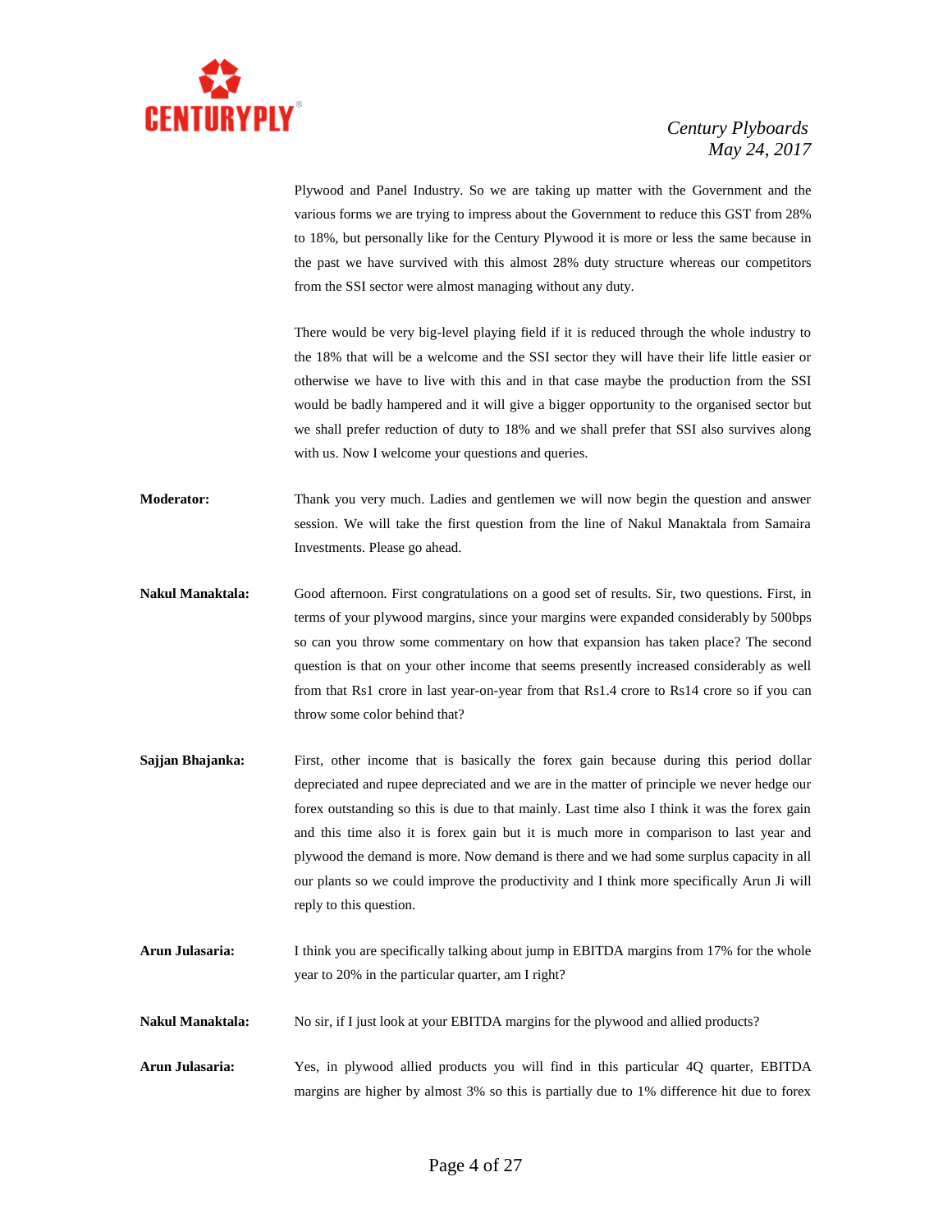Plywood and Panel Industry. So we are taking up matter with the Government and the various forms we are trying to impress about the Government to reduce this GST from 28% to 18%, but personally like for the Century Plywood it is more or less the same because in the past we have survived with this almost 28% duty structure whereas our competitors from the SSI sector were almost managing without any duty.

There would be very big-level playing field if it is reduced through the whole industry to the 18% that will be a welcome and the SSI sector they will have their life little easier or otherwise we have to live with this and in that case maybe the production from the SSI would be badly hampered and it will give a bigger opportunity to the organised sector but we shall prefer reduction of duty to 18% and we shall prefer that SSI also survives along with us. Now I welcome your questions and queries.

**Moderator:** Thank you very much. Ladies and gentlemen we will now begin the question and answer session. We will take the first question from the line of Nakul Manaktala from Samaira Investments. Please go ahead.

**Nakul Manaktala:** Good afternoon. First congratulations on a good set of results. Sir, two questions. First, in terms of your plywood margins, since your margins were expanded considerably by 500bps so can you throw some commentary on how that expansion has taken place? The second question is that on your other income that seems presently increased considerably as well from that Rs1 crore in last year-on-year from that Rs1.4 crore to Rs14 crore so if you can throw some color behind that?

**Sajjan Bhajanka:** First, other income that is basically the forex gain because during this period dollar depreciated and rupee depreciated and we are in the matter of principle we never hedge our forex outstanding so this is due to that mainly. Last time also I think it was the forex gain and this time also it is forex gain but it is much more in comparison to last year and plywood the demand is more. Now demand is there and we had some surplus capacity in all our plants so we could improve the productivity and I think more specifically Arun Ji will reply to this question.

**Arun Julasaria:** I think you are specifically talking about jump in EBITDA margins from 17% for the whole year to 20% in the particular quarter, am I right?

**Nakul Manaktala:** No sir, if I just look at your EBITDA margins for the plywood and allied products?

**Arun Julasaria:** Yes, in plywood allied products you will find in this particular 4Q quarter, EBITDA margins are higher by almost 3% so this is partially due to 1% difference hit due to forex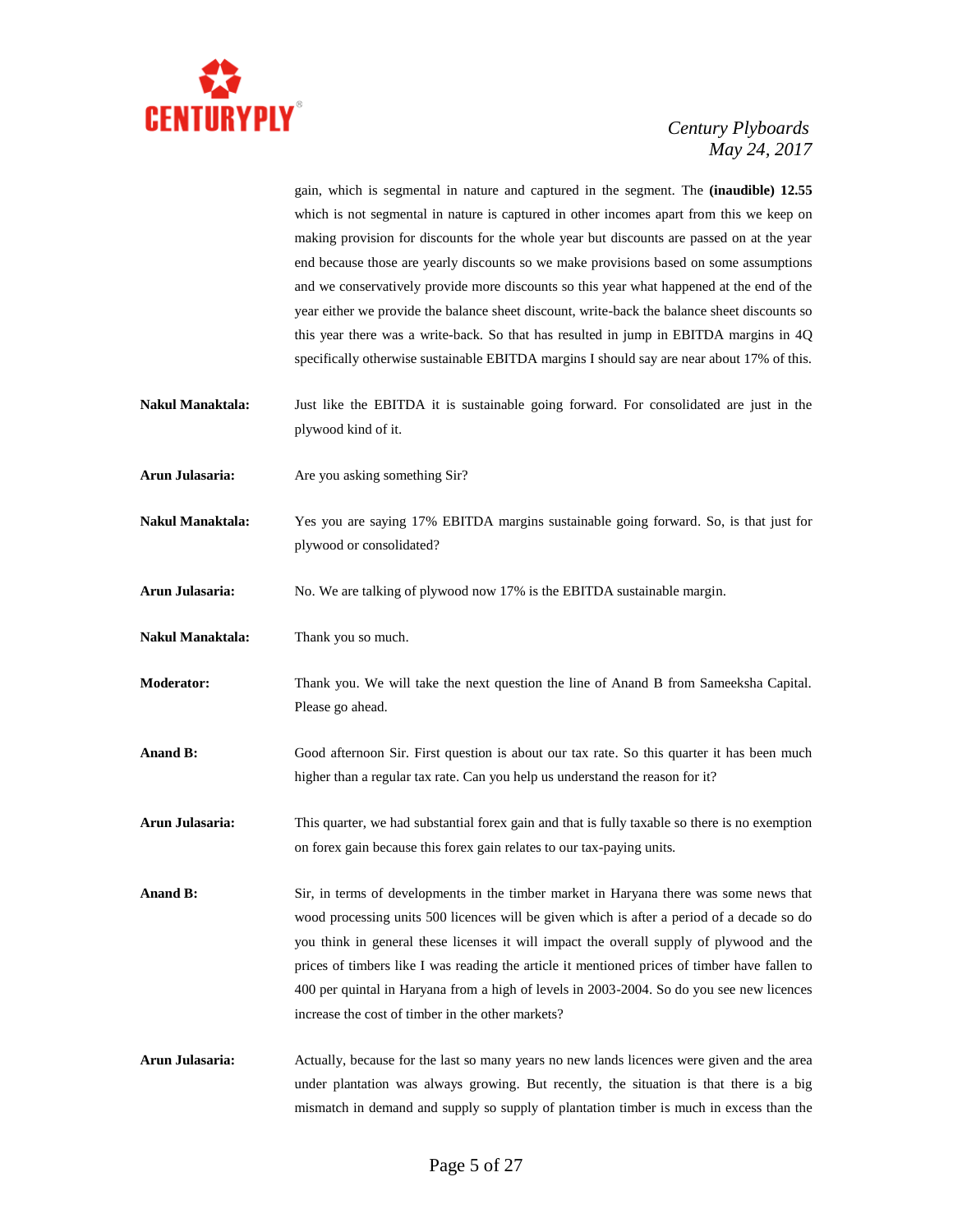gain, which is segmental in nature and captured in the segment. The **(inaudible) 12.55** which is not segmental in nature is captured in other incomes apart from this we keep on making provision for discounts for the whole year but discounts are passed on at the year end because those are yearly discounts so we make provisions based on some assumptions and we conservatively provide more discounts so this year what happened at the end of the year either we provide the balance sheet discount, write-back the balance sheet discounts so this year there was a write-back. So that has resulted in jump in EBITDA margins in 4Q specifically otherwise sustainable EBITDA margins I should say are near about 17% of this.

**Nakul Manaktala:** Just like the EBITDA it is sustainable going forward. For consolidated are just in the plywood kind of it.

**Arun Julasaria:** Are you asking something Sir?

**Nakul Manaktala:** Yes you are saying 17% EBITDA margins sustainable going forward. So, is that just for plywood or consolidated?

**Arun Julasaria:** No. We are talking of plywood now 17% is the EBITDA sustainable margin.

**Nakul Manaktala:** Thank you so much.

**Moderator:** Thank you. We will take the next question the line of Anand B from Sameeksha Capital. Please go ahead.

**Anand B:** Good afternoon Sir. First question is about our tax rate. So this quarter it has been much higher than a regular tax rate. Can you help us understand the reason for it?

**Arun Julasaria:** This quarter, we had substantial forex gain and that is fully taxable so there is no exemption on forex gain because this forex gain relates to our tax-paying units.

**Anand B:** Sir, in terms of developments in the timber market in Haryana there was some news that wood processing units 500 licences will be given which is after a period of a decade so do you think in general these licenses it will impact the overall supply of plywood and the prices of timbers like I was reading the article it mentioned prices of timber have fallen to 400 per quintal in Haryana from a high of levels in 2003-2004. So do you see new licences increase the cost of timber in the other markets?

**Arun Julasaria:** Actually, because for the last so many years no new lands licences were given and the area under plantation was always growing. But recently, the situation is that there is a big mismatch in demand and supply so supply of plantation timber is much in excess than the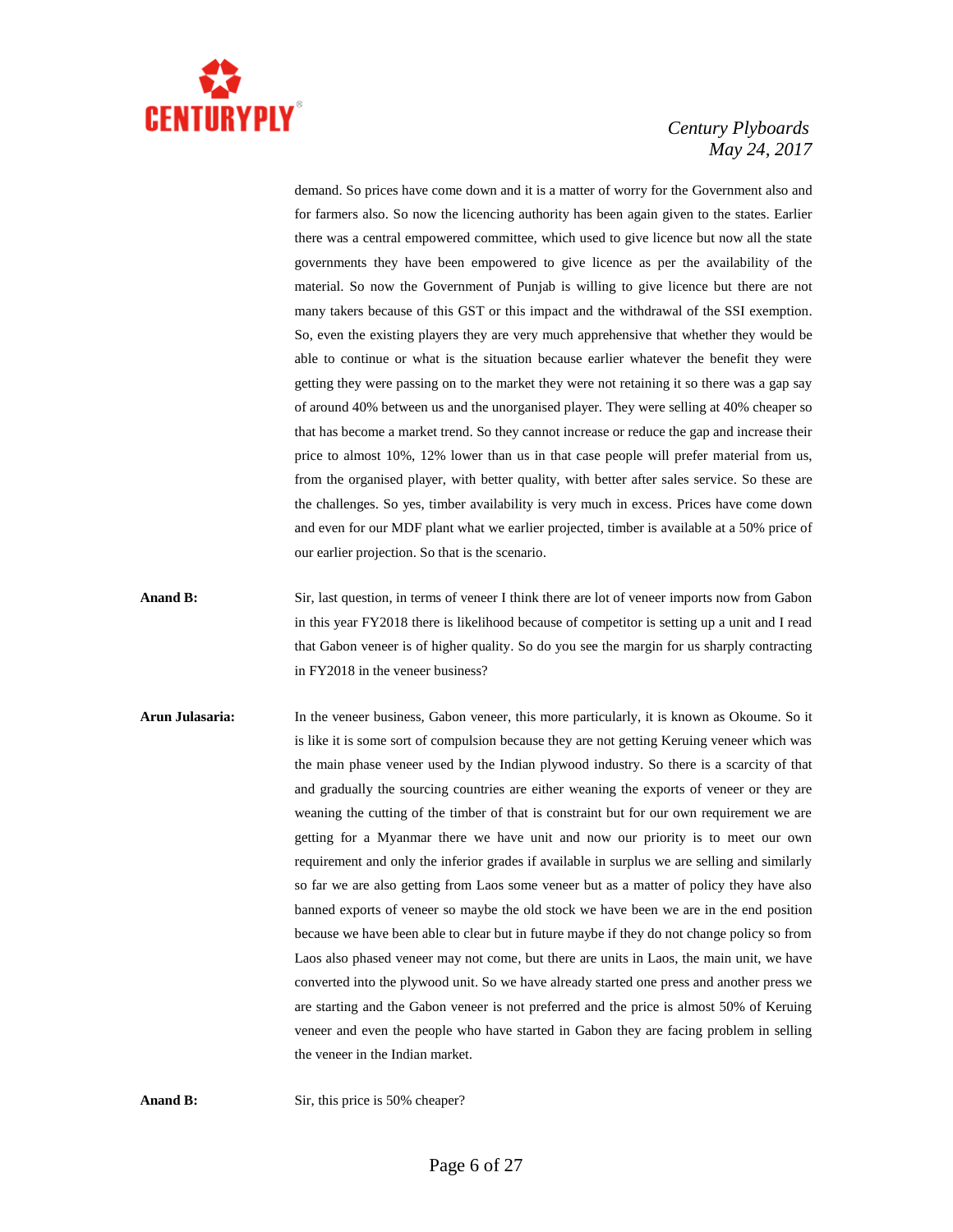demand. So prices have come down and it is a matter of worry for the Government also and for farmers also. So now the licencing authority has been again given to the states. Earlier there was a central empowered committee, which used to give licence but now all the state governments they have been empowered to give licence as per the availability of the material. So now the Government of Punjab is willing to give licence but there are not many takers because of this GST or this impact and the withdrawal of the SSI exemption. So, even the existing players they are very much apprehensive that whether they would be able to continue or what is the situation because earlier whatever the benefit they were getting they were passing on to the market they were not retaining it so there was a gap say of around 40% between us and the unorganised player. They were selling at 40% cheaper so that has become a market trend. So they cannot increase or reduce the gap and increase their price to almost 10%, 12% lower than us in that case people will prefer material from us, from the organised player, with better quality, with better after sales service. So these are the challenges. So yes, timber availability is very much in excess. Prices have come down and even for our MDF plant what we earlier projected, timber is available at a 50% price of our earlier projection. So that is the scenario.

**Anand B:** Sir, last question, in terms of veneer I think there are lot of veneer imports now from Gabon in this year FY2018 there is likelihood because of competitor is setting up a unit and I read that Gabon veneer is of higher quality. So do you see the margin for us sharply contracting in FY2018 in the veneer business?

**Arun Julasaria:** In the veneer business, Gabon veneer, this more particularly, it is known as Okoume. So it is like it is some sort of compulsion because they are not getting Keruing veneer which was the main phase veneer used by the Indian plywood industry. So there is a scarcity of that and gradually the sourcing countries are either weaning the exports of veneer or they are weaning the cutting of the timber of that is constraint but for our own requirement we are getting for a Myanmar there we have unit and now our priority is to meet our own requirement and only the inferior grades if available in surplus we are selling and similarly so far we are also getting from Laos some veneer but as a matter of policy they have also banned exports of veneer so maybe the old stock we have been we are in the end position because we have been able to clear but in future maybe if they do not change policy so from Laos also phased veneer may not come, but there are units in Laos, the main unit, we have converted into the plywood unit. So we have already started one press and another press we are starting and the Gabon veneer is not preferred and the price is almost 50% of Keruing veneer and even the people who have started in Gabon they are facing problem in selling the veneer in the Indian market.

**Anand B:** Sir, this price is 50% cheaper?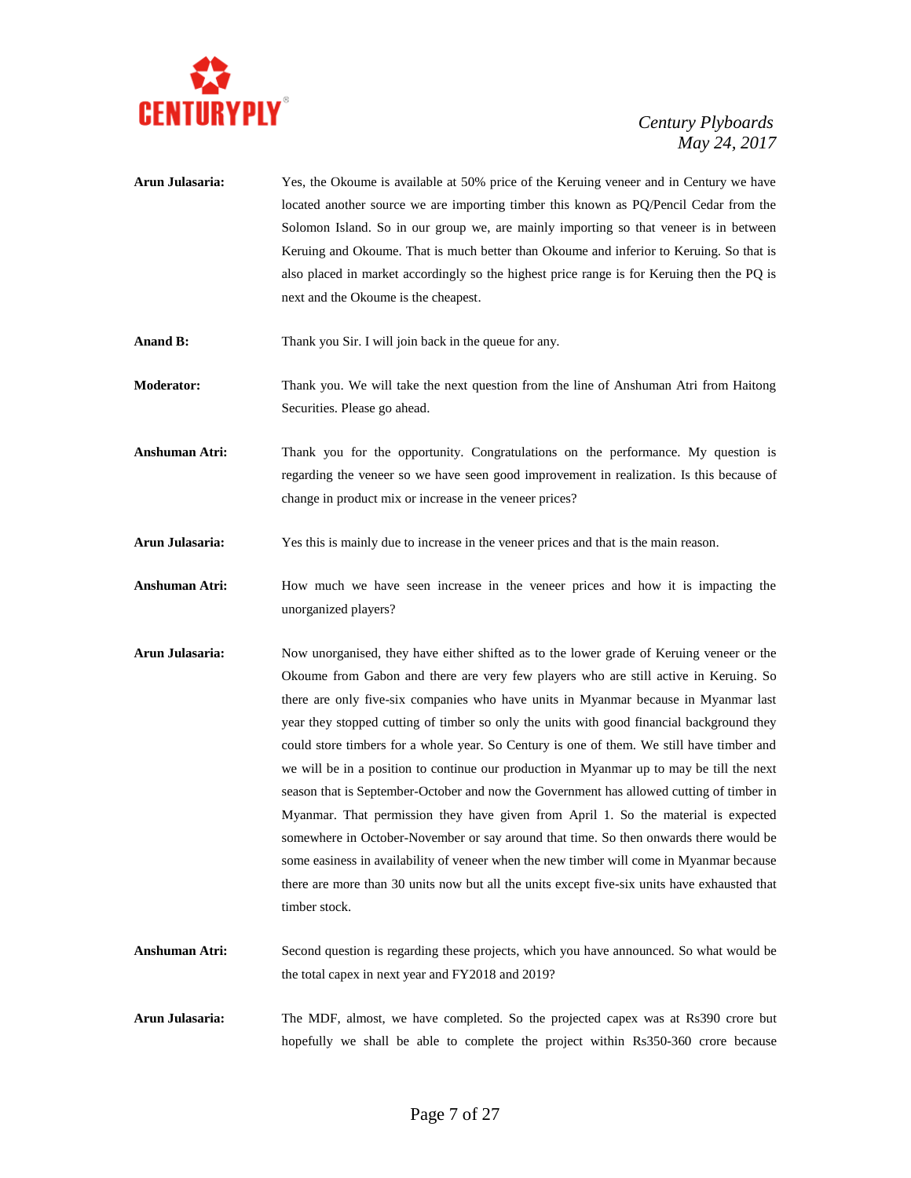**Arun Julasaria:** Yes, the Okoume is available at 50% price of the Keruing veneer and in Century we have located another source we are importing timber this known as PQ/Pencil Cedar from the Solomon Island. So in our group we, are mainly importing so that veneer is in between Keruing and Okoume. That is much better than Okoume and inferior to Keruing. So that is also placed in market accordingly so the highest price range is for Keruing then the PQ is next and the Okoume is the cheapest.

**Anand B:** Thank you Sir. I will join back in the queue for any.

**Moderator:** Thank you. We will take the next question from the line of Anshuman Atri from Haitong Securities. Please go ahead.

**Anshuman Atri:** Thank you for the opportunity. Congratulations on the performance. My question is regarding the veneer so we have seen good improvement in realization. Is this because of change in product mix or increase in the veneer prices?

**Arun Julasaria:** Yes this is mainly due to increase in the veneer prices and that is the main reason.

**Anshuman Atri:** How much we have seen increase in the veneer prices and how it is impacting the unorganized players?

**Arun Julasaria:** Now unorganised, they have either shifted as to the lower grade of Keruing veneer or the Okoume from Gabon and there are very few players who are still active in Keruing. So there are only five-six companies who have units in Myanmar because in Myanmar last year they stopped cutting of timber so only the units with good financial background they could store timbers for a whole year. So Century is one of them. We still have timber and we will be in a position to continue our production in Myanmar up to may be till the next season that is September-October and now the Government has allowed cutting of timber in Myanmar. That permission they have given from April 1. So the material is expected somewhere in October-November or say around that time. So then onwards there would be some easiness in availability of veneer when the new timber will come in Myanmar because there are more than 30 units now but all the units except five-six units have exhausted that timber stock.

**Anshuman Atri:** Second question is regarding these projects, which you have announced. So what would be the total capex in next year and FY2018 and 2019?

**Arun Julasaria:** The MDF, almost, we have completed. So the projected capex was at Rs390 crore but hopefully we shall be able to complete the project within Rs350-360 crore because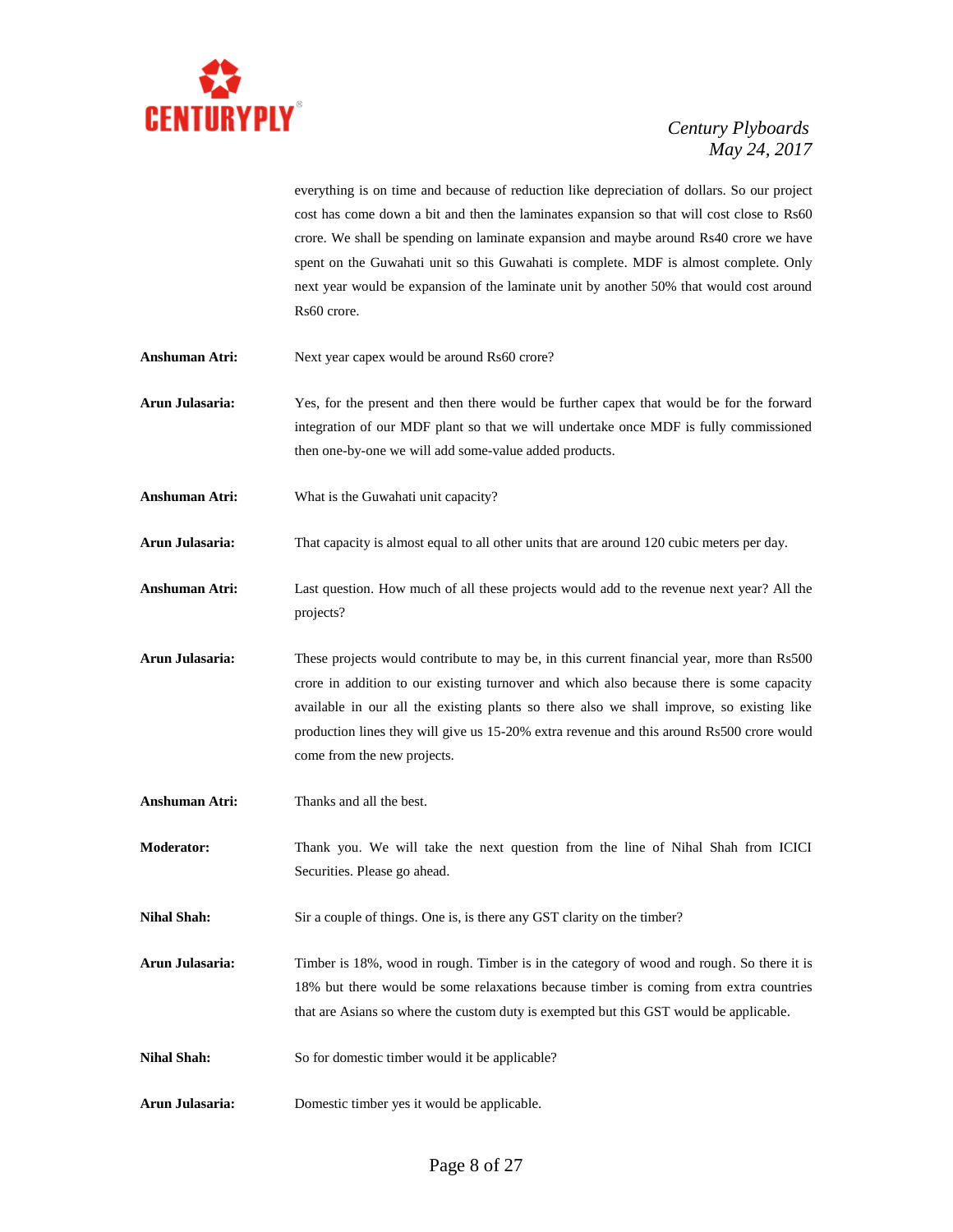everything is on time and because of reduction like depreciation of dollars. So our project cost has come down a bit and then the laminates expansion so that will cost close to Rs60 crore. We shall be spending on laminate expansion and maybe around Rs40 crore we have spent on the Guwahati unit so this Guwahati is complete. MDF is almost complete. Only next year would be expansion of the laminate unit by another 50% that would cost around Rs60 crore.

**Anshuman Atri:** Next year capex would be around Rs60 crore?

**Arun Julasaria:** Yes, for the present and then there would be further capex that would be for the forward integration of our MDF plant so that we will undertake once MDF is fully commissioned then one-by-one we will add some-value added products.

**Anshuman Atri:** What is the Guwahati unit capacity?

**Arun Julasaria:** That capacity is almost equal to all other units that are around 120 cubic meters per day.

**Anshuman Atri:** Last question. How much of all these projects would add to the revenue next year? All the projects?

**Arun Julasaria:** These projects would contribute to may be, in this current financial year, more than Rs500 crore in addition to our existing turnover and which also because there is some capacity available in our all the existing plants so there also we shall improve, so existing like production lines they will give us 15-20% extra revenue and this around Rs500 crore would come from the new projects.

**Anshuman Atri:** Thanks and all the best.

**Moderator:** Thank you. We will take the next question from the line of Nihal Shah from ICICI Securities. Please go ahead.

**Nihal Shah:** Sir a couple of things. One is, is there any GST clarity on the timber?

**Arun Julasaria:** Timber is 18%, wood in rough. Timber is in the category of wood and rough. So there it is 18% but there would be some relaxations because timber is coming from extra countries that are Asians so where the custom duty is exempted but this GST would be applicable.

**Nihal Shah:** So for domestic timber would it be applicable?

**Arun Julasaria:** Domestic timber yes it would be applicable.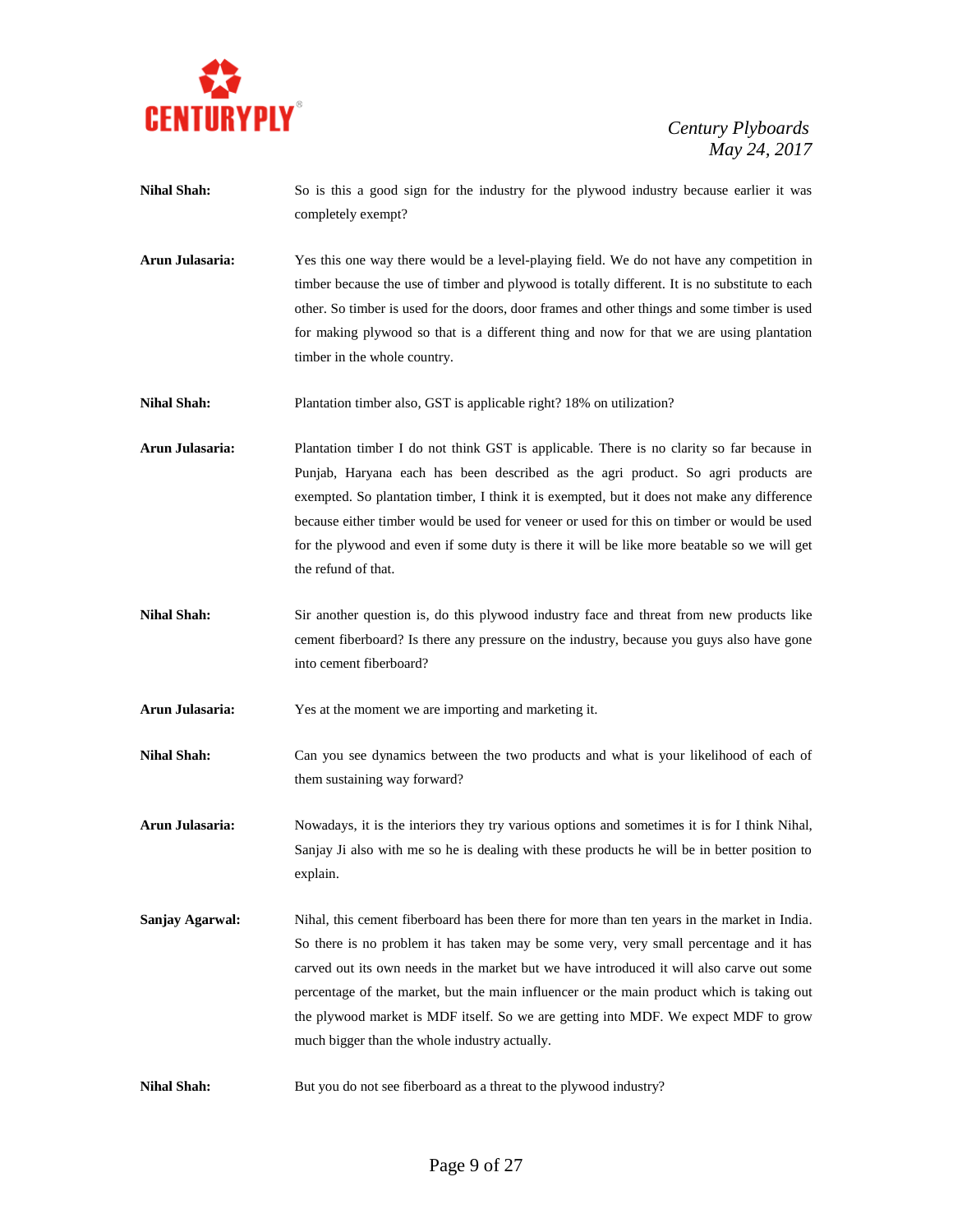**Nihal Shah:** So is this a good sign for the industry for the plywood industry because earlier it was completely exempt?

**Arun Julasaria:** Yes this one way there would be a level-playing field. We do not have any competition in timber because the use of timber and plywood is totally different. It is no substitute to each other. So timber is used for the doors, door frames and other things and some timber is used for making plywood so that is a different thing and now for that we are using plantation timber in the whole country.

**Nihal Shah:** Plantation timber also, GST is applicable right? 18% on utilization?

**Arun Julasaria:** Plantation timber I do not think GST is applicable. There is no clarity so far because in Punjab, Haryana each has been described as the agri product. So agri products are exempted. So plantation timber, I think it is exempted, but it does not make any difference because either timber would be used for veneer or used for this on timber or would be used for the plywood and even if some duty is there it will be like more beatable so we will get the refund of that.

**Nihal Shah:** Sir another question is, do this plywood industry face and threat from new products like cement fiberboard? Is there any pressure on the industry, because you guys also have gone into cement fiberboard?

**Arun Julasaria:** Yes at the moment we are importing and marketing it.

**Nihal Shah:** Can you see dynamics between the two products and what is your likelihood of each of them sustaining way forward?

**Arun Julasaria:** Nowadays, it is the interiors they try various options and sometimes it is for I think Nihal, Sanjay Ji also with me so he is dealing with these products he will be in better position to explain.

**Sanjay Agarwal:** Nihal, this cement fiberboard has been there for more than ten years in the market in India. So there is no problem it has taken may be some very, very small percentage and it has carved out its own needs in the market but we have introduced it will also carve out some percentage of the market, but the main influencer or the main product which is taking out the plywood market is MDF itself. So we are getting into MDF. We expect MDF to grow much bigger than the whole industry actually.

**Nihal Shah:** But you do not see fiberboard as a threat to the plywood industry?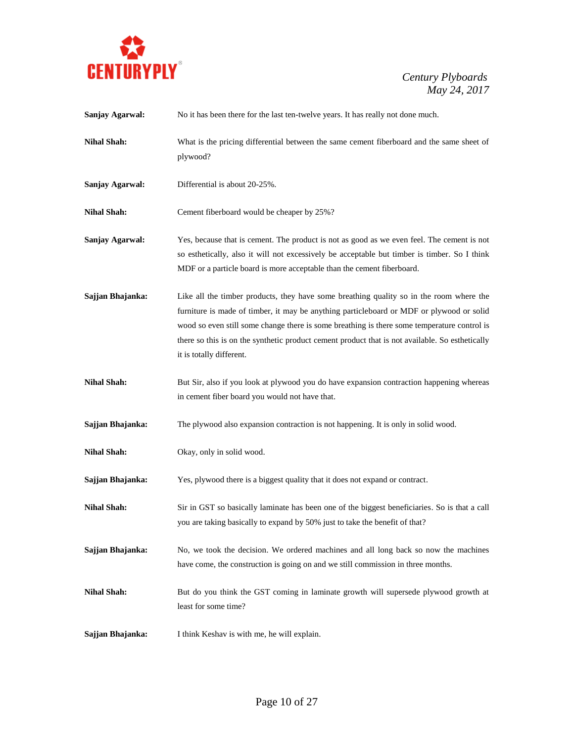**Sanjay Agarwal:** No it has been there for the last ten-twelve years. It has really not done much.

**Nihal Shah:** What is the pricing differential between the same cement fiberboard and the same sheet of plywood?

**Sanjay Agarwal:** Differential is about 20-25%.

**Nihal Shah:** Cement fiberboard would be cheaper by 25%?

**Sanjay Agarwal:** Yes, because that is cement. The product is not as good as we even feel. The cement is not so esthetically, also it will not excessively be acceptable but timber is timber. So I think MDF or a particle board is more acceptable than the cement fiberboard.

**Sajjan Bhajanka:** Like all the timber products, they have some breathing quality so in the room where the furniture is made of timber, it may be anything particleboard or MDF or plywood or solid wood so even still some change there is some breathing is there some temperature control is there so this is on the synthetic product cement product that is not available. So esthetically it is totally different.

**Nihal Shah:** But Sir, also if you look at plywood you do have expansion contraction happening whereas in cement fiber board you would not have that.

**Sajjan Bhajanka:** The plywood also expansion contraction is not happening. It is only in solid wood.

**Nihal Shah:** Okay, only in solid wood.

**Sajjan Bhajanka:** Yes, plywood there is a biggest quality that it does not expand or contract.

**Nihal Shah:** Sir in GST so basically laminate has been one of the biggest beneficiaries. So is that a call you are taking basically to expand by 50% just to take the benefit of that?

**Sajjan Bhajanka:** No, we took the decision. We ordered machines and all long back so now the machines have come, the construction is going on and we still commission in three months.

**Nihal Shah:** But do you think the GST coming in laminate growth will supersede plywood growth at least for some time?

**Sajjan Bhajanka:** I think Keshav is with me, he will explain.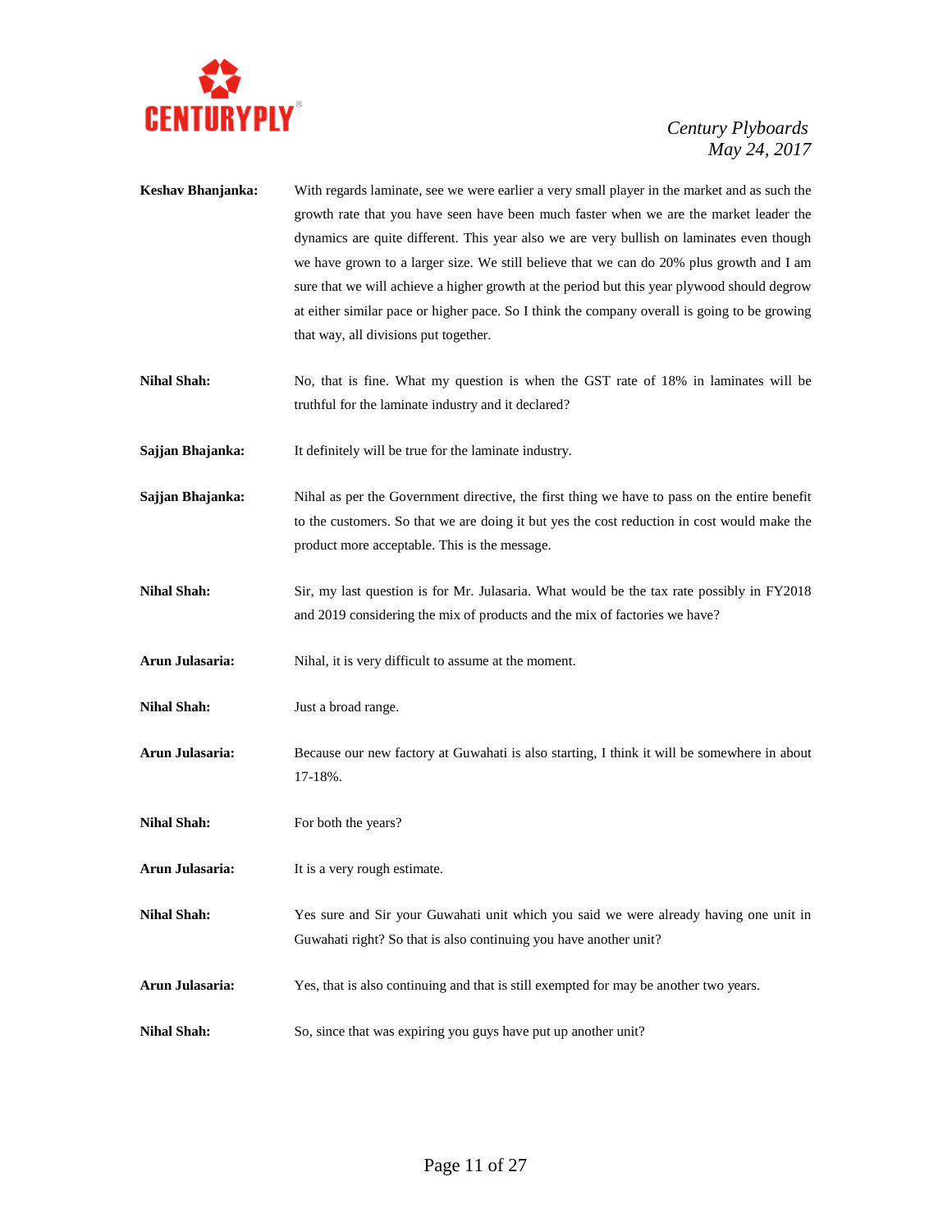**Keshav Bhanjanka:** With regards laminate, see we were earlier a very small player in the market and as such the growth rate that you have seen have been much faster when we are the market leader the dynamics are quite different. This year also we are very bullish on laminates even though we have grown to a larger size. We still believe that we can do 20% plus growth and I am sure that we will achieve a higher growth at the period but this year plywood should degrow at either similar pace or higher pace. So I think the company overall is going to be growing that way, all divisions put together.

**Nihal Shah:** No, that is fine. What my question is when the GST rate of 18% in laminates will be truthful for the laminate industry and it declared?

**Sajjan Bhajanka:** It definitely will be true for the laminate industry.

**Sajjan Bhajanka:** Nihal as per the Government directive, the first thing we have to pass on the entire benefit to the customers. So that we are doing it but yes the cost reduction in cost would make the product more acceptable. This is the message.

**Nihal Shah:** Sir, my last question is for Mr. Julasaria. What would be the tax rate possibly in FY2018 and 2019 considering the mix of products and the mix of factories we have?

**Arun Julasaria:** Nihal, it is very difficult to assume at the moment.

**Nihal Shah:** Just a broad range.

**Arun Julasaria:** Because our new factory at Guwahati is also starting, I think it will be somewhere in about 17-18%.

**Nihal Shah:** For both the years?

**Arun Julasaria:** It is a very rough estimate.

**Nihal Shah:** Yes sure and Sir your Guwahati unit which you said we were already having one unit in Guwahati right? So that is also continuing you have another unit?

**Arun Julasaria:** Yes, that is also continuing and that is still exempted for may be another two years.

**Nihal Shah:** So, since that was expiring you guys have put up another unit?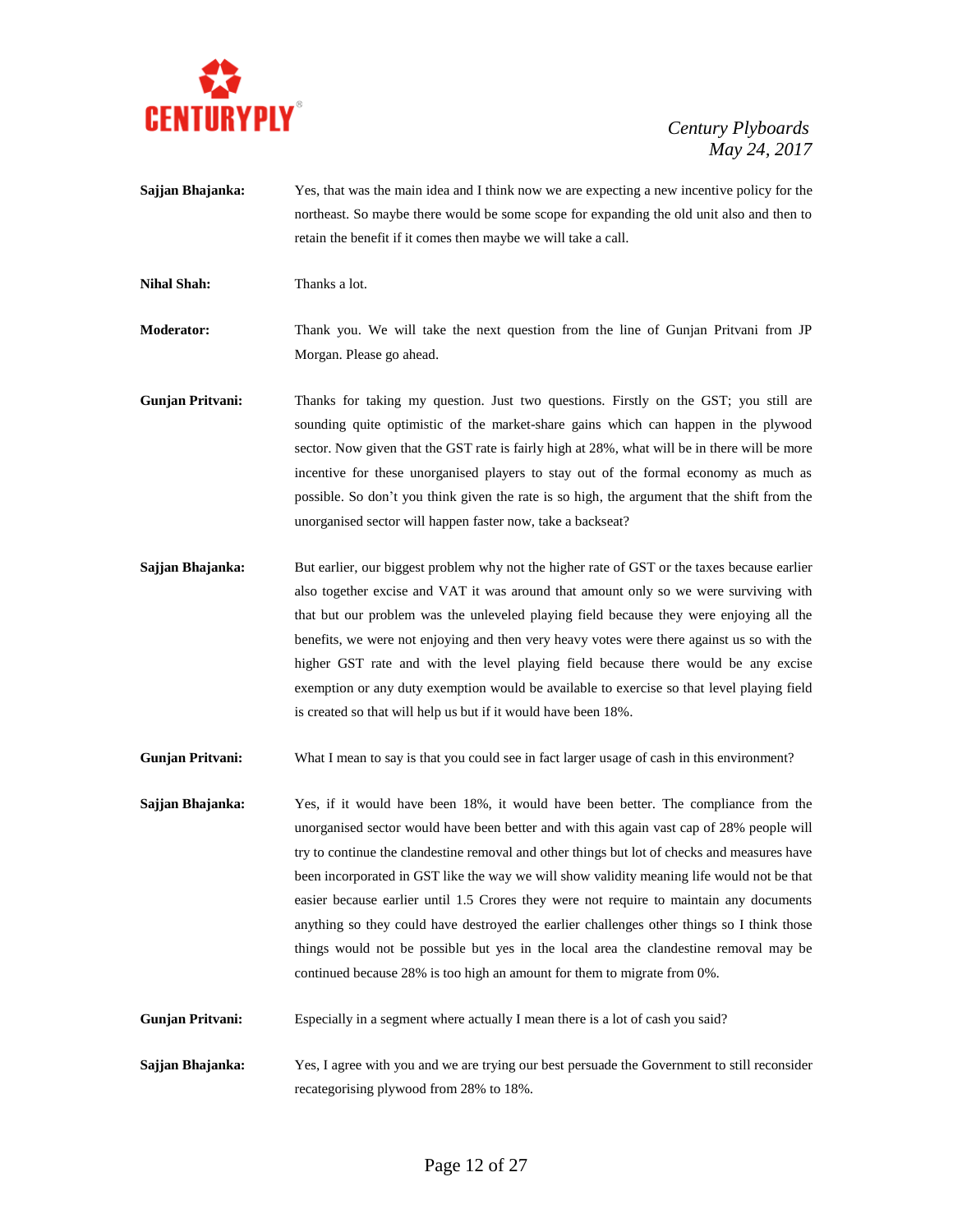**Sajjan Bhajanka:** Yes, that was the main idea and I think now we are expecting a new incentive policy for the northeast. So maybe there would be some scope for expanding the old unit also and then to retain the benefit if it comes then maybe we will take a call.

**Nihal Shah:** Thanks a lot.

**Moderator:** Thank you. We will take the next question from the line of Gunjan Pritvani from JP Morgan. Please go ahead.

**Gunjan Pritvani:** Thanks for taking my question. Just two questions. Firstly on the GST; you still are sounding quite optimistic of the market-share gains which can happen in the plywood sector. Now given that the GST rate is fairly high at 28%, what will be in there will be more incentive for these unorganised players to stay out of the formal economy as much as possible. So don't you think given the rate is so high, the argument that the shift from the unorganised sector will happen faster now, take a backseat?

**Sajjan Bhajanka:** But earlier, our biggest problem why not the higher rate of GST or the taxes because earlier also together excise and VAT it was around that amount only so we were surviving with that but our problem was the unleveled playing field because they were enjoying all the benefits, we were not enjoying and then very heavy votes were there against us so with the higher GST rate and with the level playing field because there would be any excise exemption or any duty exemption would be available to exercise so that level playing field is created so that will help us but if it would have been 18%.

**Gunjan Pritvani:** What I mean to say is that you could see in fact larger usage of cash in this environment?

**Sajjan Bhajanka:** Yes, if it would have been 18%, it would have been better. The compliance from the unorganised sector would have been better and with this again vast cap of 28% people will try to continue the clandestine removal and other things but lot of checks and measures have been incorporated in GST like the way we will show validity meaning life would not be that easier because earlier until 1.5 Crores they were not require to maintain any documents anything so they could have destroyed the earlier challenges other things so I think those things would not be possible but yes in the local area the clandestine removal may be continued because 28% is too high an amount for them to migrate from 0%.

**Gunjan Pritvani:** Especially in a segment where actually I mean there is a lot of cash you said?

**Sajjan Bhajanka:** Yes, I agree with you and we are trying our best persuade the Government to still reconsider recategorising plywood from 28% to 18%.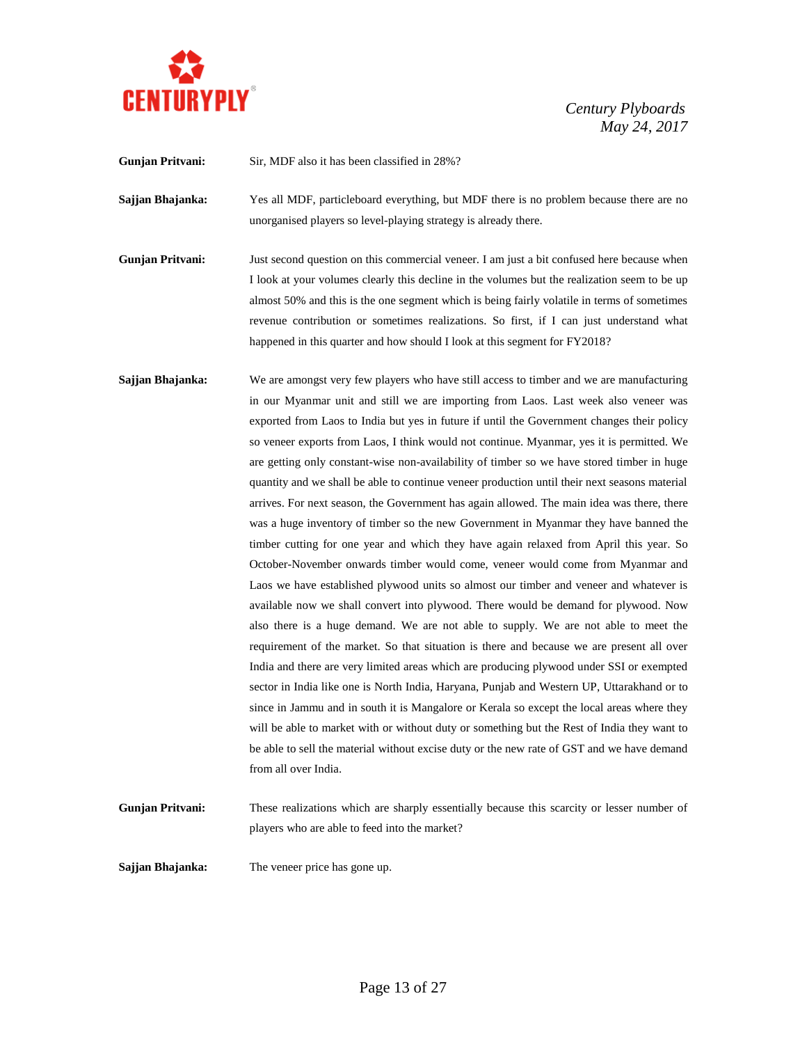**Gunjan Pritvani:** Sir, MDF also it has been classified in 28%?

**Sajjan Bhajanka:** Yes all MDF, particleboard everything, but MDF there is no problem because there are no unorganised players so level-playing strategy is already there.

**Gunjan Pritvani:** Just second question on this commercial veneer. I am just a bit confused here because when I look at your volumes clearly this decline in the volumes but the realization seem to be up almost 50% and this is the one segment which is being fairly volatile in terms of sometimes revenue contribution or sometimes realizations. So first, if I can just understand what happened in this quarter and how should I look at this segment for FY2018?

**Sajjan Bhajanka:** We are amongst very few players who have still access to timber and we are manufacturing in our Myanmar unit and still we are importing from Laos. Last week also veneer was exported from Laos to India but yes in future if until the Government changes their policy so veneer exports from Laos, I think would not continue. Myanmar, yes it is permitted. We are getting only constant-wise non-availability of timber so we have stored timber in huge quantity and we shall be able to continue veneer production until their next seasons material arrives. For next season, the Government has again allowed. The main idea was there, there was a huge inventory of timber so the new Government in Myanmar they have banned the timber cutting for one year and which they have again relaxed from April this year. So October-November onwards timber would come, veneer would come from Myanmar and Laos we have established plywood units so almost our timber and veneer and whatever is available now we shall convert into plywood. There would be demand for plywood. Now also there is a huge demand. We are not able to supply. We are not able to meet the requirement of the market. So that situation is there and because we are present all over India and there are very limited areas which are producing plywood under SSI or exempted sector in India like one is North India, Haryana, Punjab and Western UP, Uttarakhand or to since in Jammu and in south it is Mangalore or Kerala so except the local areas where they will be able to market with or without duty or something but the Rest of India they want to be able to sell the material without excise duty or the new rate of GST and we have demand from all over India.

**Gunjan Pritvani:** These realizations which are sharply essentially because this scarcity or lesser number of players who are able to feed into the market?

**Sajjan Bhajanka:** The veneer price has gone up.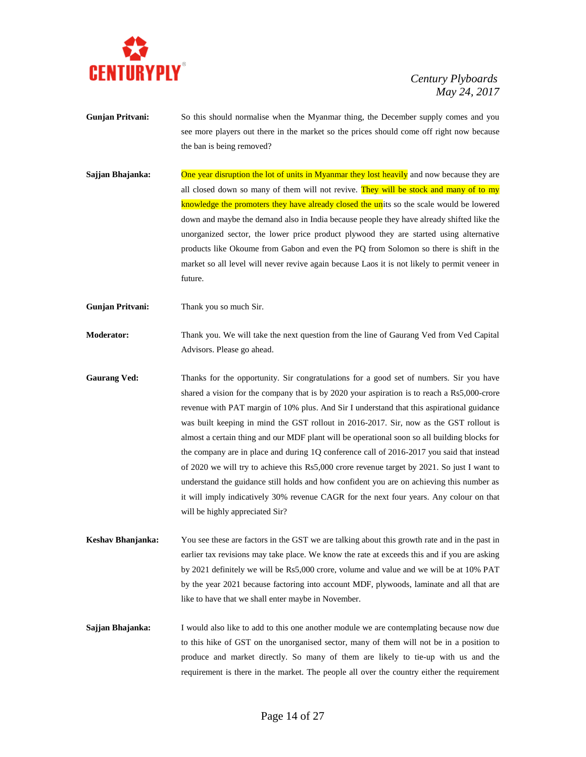**Gunjan Pritvani:** So this should normalise when the Myanmar thing, the December supply comes and you see more players out there in the market so the prices should come off right now because the ban is being removed?

**Sajjan Bhajanka:** One year disruption the lot of units in Myanmar they lost heavily and now because they are all closed down so many of them will not revive. They will be stock and many of to my knowledge the promoters they have already closed the units so the scale would be lowered down and maybe the demand also in India because people they have already shifted like the unorganized sector, the lower price product plywood they are started using alternative products like Okoume from Gabon and even the PQ from Solomon so there is shift in the market so all level will never revive again because Laos it is not likely to permit veneer in future.

**Gunjan Pritvani:** Thank you so much Sir.

**Moderator:** Thank you. We will take the next question from the line of Gaurang Ved from Ved Capital Advisors. Please go ahead.

**Gaurang Ved:** Thanks for the opportunity. Sir congratulations for a good set of numbers. Sir you have shared a vision for the company that is by 2020 your aspiration is to reach a Rs5,000-crore revenue with PAT margin of 10% plus. And Sir I understand that this aspirational guidance was built keeping in mind the GST rollout in 2016-2017. Sir, now as the GST rollout is almost a certain thing and our MDF plant will be operational soon so all building blocks for the company are in place and during 1Q conference call of 2016-2017 you said that instead of 2020 we will try to achieve this Rs5,000 crore revenue target by 2021. So just I want to understand the guidance still holds and how confident you are on achieving this number as it will imply indicatively 30% revenue CAGR for the next four years. Any colour on that will be highly appreciated Sir?

**Keshav Bhanjanka:** You see these are factors in the GST we are talking about this growth rate and in the past in earlier tax revisions may take place. We know the rate at exceeds this and if you are asking by 2021 definitely we will be Rs5,000 crore, volume and value and we will be at 10% PAT by the year 2021 because factoring into account MDF, plywoods, laminate and all that are like to have that we shall enter maybe in November.

**Sajjan Bhajanka:** I would also like to add to this one another module we are contemplating because now due to this hike of GST on the unorganised sector, many of them will not be in a position to produce and market directly. So many of them are likely to tie-up with us and the requirement is there in the market. The people all over the country either the requirement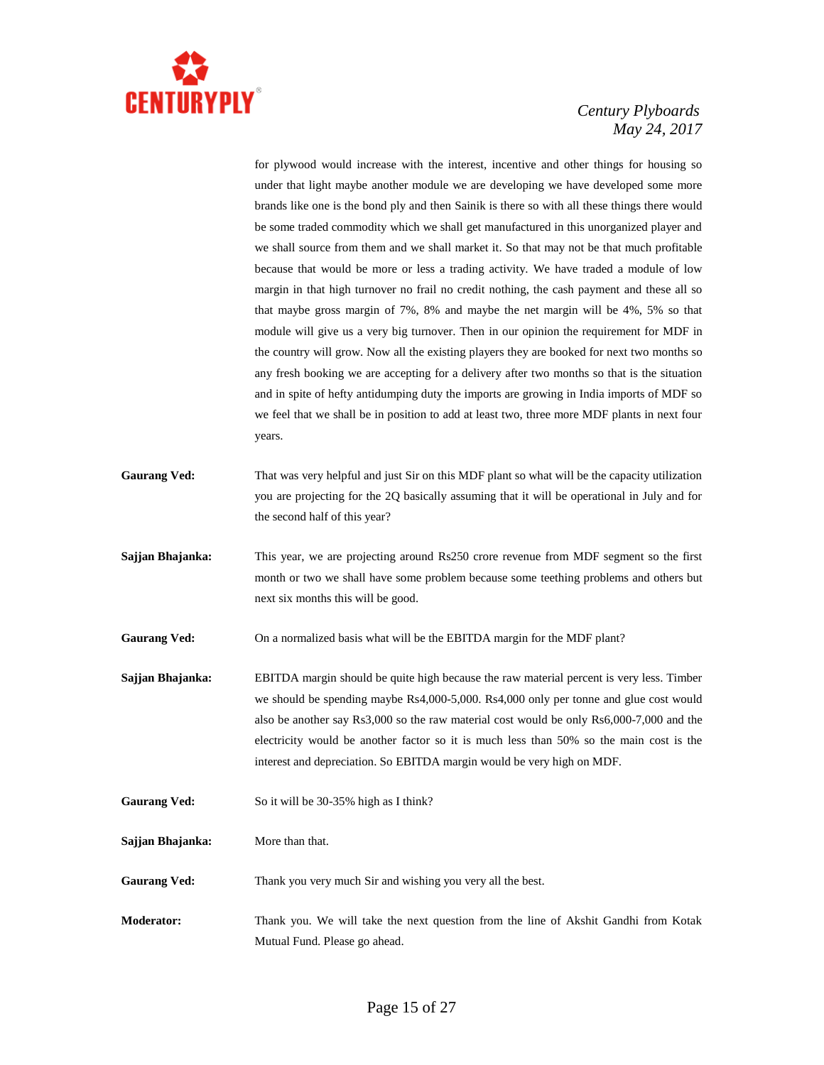for plywood would increase with the interest, incentive and other things for housing so under that light maybe another module we are developing we have developed some more brands like one is the bond ply and then Sainik is there so with all these things there would be some traded commodity which we shall get manufactured in this unorganized player and we shall source from them and we shall market it. So that may not be that much profitable because that would be more or less a trading activity. We have traded a module of low margin in that high turnover no frail no credit nothing, the cash payment and these all so that maybe gross margin of 7%, 8% and maybe the net margin will be 4%, 5% so that module will give us a very big turnover. Then in our opinion the requirement for MDF in the country will grow. Now all the existing players they are booked for next two months so any fresh booking we are accepting for a delivery after two months so that is the situation and in spite of hefty antidumping duty the imports are growing in India imports of MDF so we feel that we shall be in position to add at least two, three more MDF plants in next four years.

**Gaurang Ved:** That was very helpful and just Sir on this MDF plant so what will be the capacity utilization you are projecting for the 2Q basically assuming that it will be operational in July and for the second half of this year?

**Sajjan Bhajanka:** This year, we are projecting around Rs250 crore revenue from MDF segment so the first month or two we shall have some problem because some teething problems and others but next six months this will be good.

**Gaurang Ved:** On a normalized basis what will be the EBITDA margin for the MDF plant?

**Sajjan Bhajanka:** EBITDA margin should be quite high because the raw material percent is very less. Timber we should be spending maybe Rs4,000-5,000. Rs4,000 only per tonne and glue cost would also be another say Rs3,000 so the raw material cost would be only Rs6,000-7,000 and the electricity would be another factor so it is much less than 50% so the main cost is the interest and depreciation. So EBITDA margin would be very high on MDF.

**Gaurang Ved:** So it will be 30-35% high as I think?

**Sajjan Bhajanka:** More than that.

**Gaurang Ved:** Thank you very much Sir and wishing you very all the best.

**Moderator:** Thank you. We will take the next question from the line of Akshit Gandhi from Kotak Mutual Fund. Please go ahead.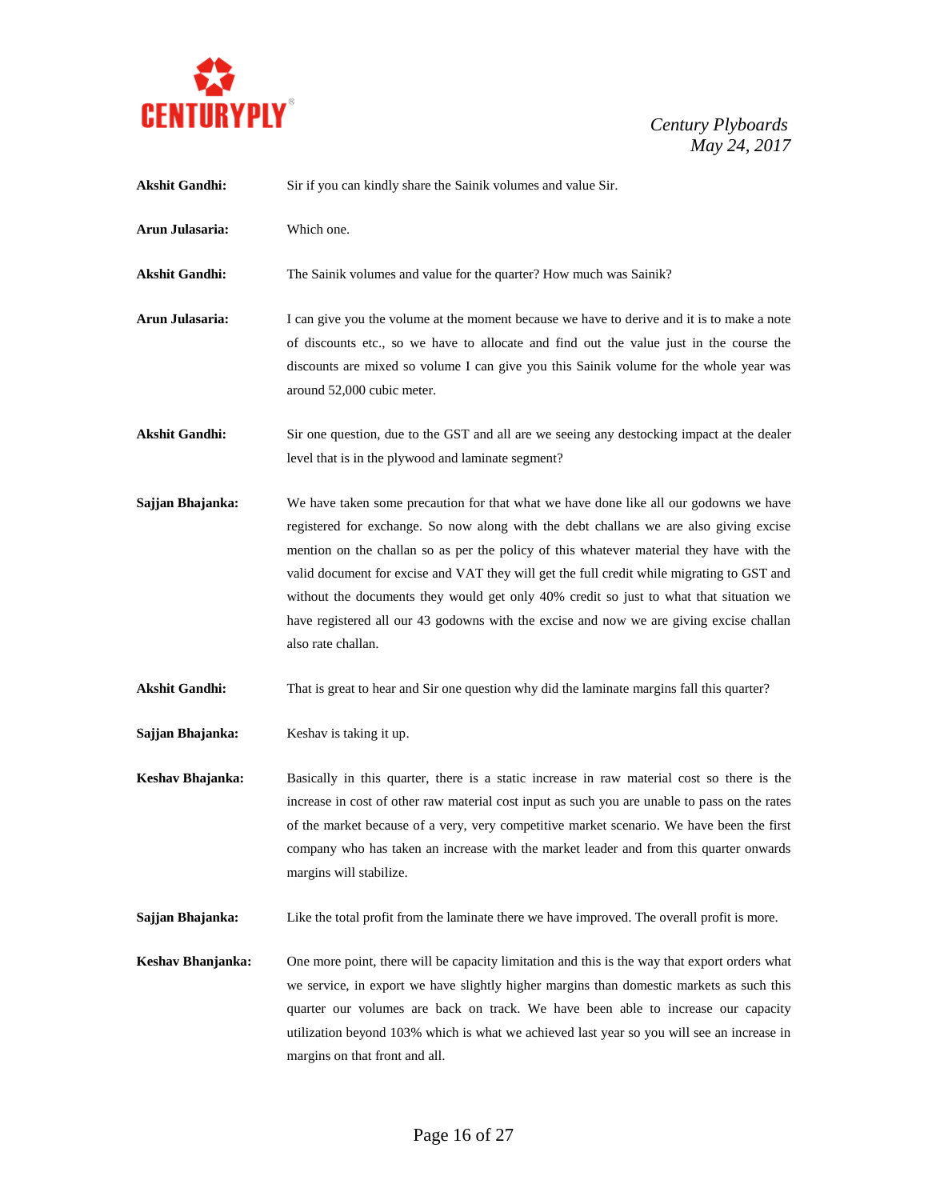**Akshit Gandhi:** Sir if you can kindly share the Sainik volumes and value Sir.

**Arun Julasaria:** Which one.

**Akshit Gandhi:** The Sainik volumes and value for the quarter? How much was Sainik?

**Arun Julasaria:** I can give you the volume at the moment because we have to derive and it is to make a note of discounts etc., so we have to allocate and find out the value just in the course the discounts are mixed so volume I can give you this Sainik volume for the whole year was around 52,000 cubic meter.

**Akshit Gandhi:** Sir one question, due to the GST and all are we seeing any destocking impact at the dealer level that is in the plywood and laminate segment?

**Sajjan Bhajanka:** We have taken some precaution for that what we have done like all our godowns we have registered for exchange. So now along with the debt challans we are also giving excise mention on the challan so as per the policy of this whatever material they have with the valid document for excise and VAT they will get the full credit while migrating to GST and without the documents they would get only 40% credit so just to what that situation we have registered all our 43 godowns with the excise and now we are giving excise challan also rate challan.

**Akshit Gandhi:** That is great to hear and Sir one question why did the laminate margins fall this quarter?

**Sajjan Bhajanka:** Keshav is taking it up.

**Keshav Bhajanka:** Basically in this quarter, there is a static increase in raw material cost so there is the increase in cost of other raw material cost input as such you are unable to pass on the rates of the market because of a very, very competitive market scenario. We have been the first company who has taken an increase with the market leader and from this quarter onwards margins will stabilize.

**Sajjan Bhajanka:** Like the total profit from the laminate there we have improved. The overall profit is more.

**Keshav Bhanjanka:** One more point, there will be capacity limitation and this is the way that export orders what we service, in export we have slightly higher margins than domestic markets as such this quarter our volumes are back on track. We have been able to increase our capacity utilization beyond 103% which is what we achieved last year so you will see an increase in margins on that front and all.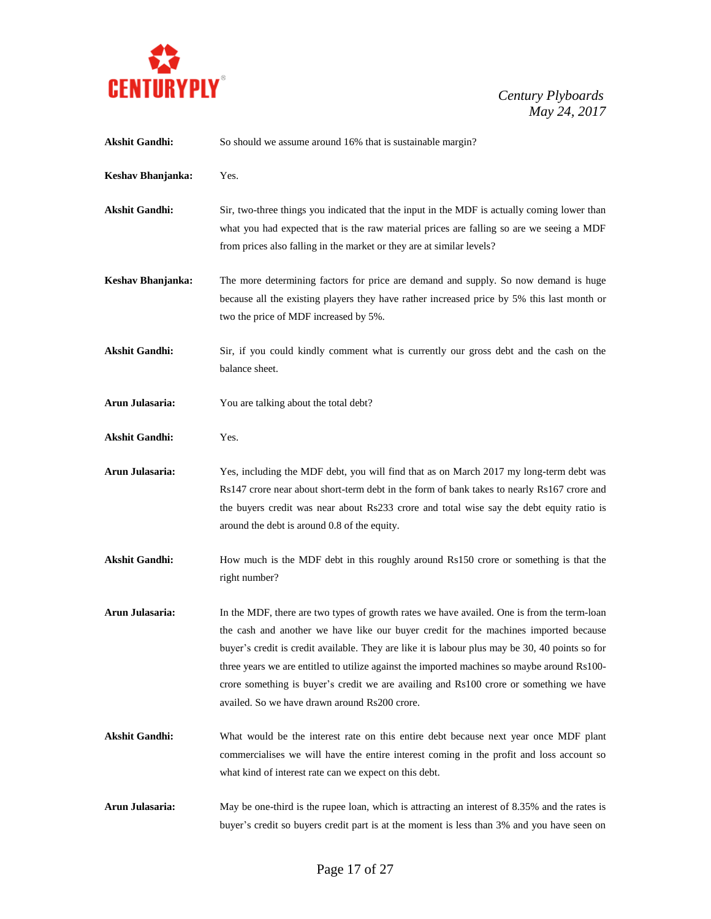**Akshit Gandhi:** So should we assume around 16% that is sustainable margin?

**Keshav Bhanjanka:** Yes.

**Akshit Gandhi:** Sir, two-three things you indicated that the input in the MDF is actually coming lower than what you had expected that is the raw material prices are falling so are we seeing a MDF from prices also falling in the market or they are at similar levels?

**Keshav Bhanjanka:** The more determining factors for price are demand and supply. So now demand is huge because all the existing players they have rather increased price by 5% this last month or two the price of MDF increased by 5%.

**Akshit Gandhi:** Sir, if you could kindly comment what is currently our gross debt and the cash on the balance sheet.

**Arun Julasaria:** You are talking about the total debt?

**Akshit Gandhi:** Yes.

**Arun Julasaria:** Yes, including the MDF debt, you will find that as on March 2017 my long-term debt was Rs147 crore near about short-term debt in the form of bank takes to nearly Rs167 crore and the buyers credit was near about Rs233 crore and total wise say the debt equity ratio is around the debt is around 0.8 of the equity.

**Akshit Gandhi:** How much is the MDF debt in this roughly around Rs150 crore or something is that the right number?

**Arun Julasaria:** In the MDF, there are two types of growth rates we have availed. One is from the term-loan the cash and another we have like our buyer credit for the machines imported because buyer's credit is credit available. They are like it is labour plus may be 30, 40 points so for three years we are entitled to utilize against the imported machines so maybe around Rs100-crore something is buyer's credit we are availing and Rs100 crore or something we have availed. So we have drawn around Rs200 crore.

**Akshit Gandhi:** What would be the interest rate on this entire debt because next year once MDF plant commercialises we will have the entire interest coming in the profit and loss account so what kind of interest rate can we expect on this debt.

**Arun Julasaria:** May be one-third is the rupee loan, which is attracting an interest of 8.35% and the rates is buyer's credit so buyers credit part is at the moment is less than 3% and you have seen on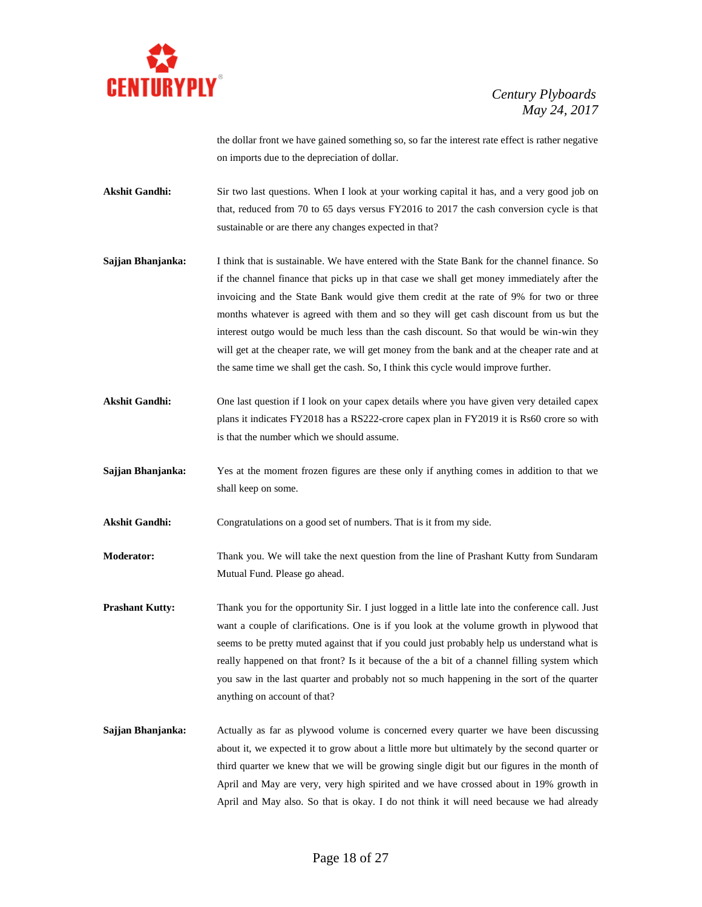the dollar front we have gained something so, so far the interest rate effect is rather negative on imports due to the depreciation of dollar.

**Akshit Gandhi:** Sir two last questions. When I look at your working capital it has, and a very good job on that, reduced from 70 to 65 days versus FY2016 to 2017 the cash conversion cycle is that sustainable or are there any changes expected in that?

**Sajjan Bhanjanka:** I think that is sustainable. We have entered with the State Bank for the channel finance. So if the channel finance that picks up in that case we shall get money immediately after the invoicing and the State Bank would give them credit at the rate of 9% for two or three months whatever is agreed with them and so they will get cash discount from us but the interest outgo would be much less than the cash discount. So that would be win-win they will get at the cheaper rate, we will get money from the bank and at the cheaper rate and at the same time we shall get the cash. So, I think this cycle would improve further.

**Akshit Gandhi:** One last question if I look on your capex details where you have given very detailed capex plans it indicates FY2018 has a RS222-crore capex plan in FY2019 it is Rs60 crore so with is that the number which we should assume.

**Sajjan Bhanjanka:** Yes at the moment frozen figures are these only if anything comes in addition to that we shall keep on some.

**Akshit Gandhi:** Congratulations on a good set of numbers. That is it from my side.

**Moderator:** Thank you. We will take the next question from the line of Prashant Kutty from Sundaram Mutual Fund. Please go ahead.

**Prashant Kutty:** Thank you for the opportunity Sir. I just logged in a little late into the conference call. Just want a couple of clarifications. One is if you look at the volume growth in plywood that seems to be pretty muted against that if you could just probably help us understand what is really happened on that front? Is it because of the a bit of a channel filling system which you saw in the last quarter and probably not so much happening in the sort of the quarter anything on account of that?

**Sajjan Bhanjanka:** Actually as far as plywood volume is concerned every quarter we have been discussing about it, we expected it to grow about a little more but ultimately by the second quarter or third quarter we knew that we will be growing single digit but our figures in the month of April and May are very, very high spirited and we have crossed about in 19% growth in April and May also. So that is okay. I do not think it will need because we had already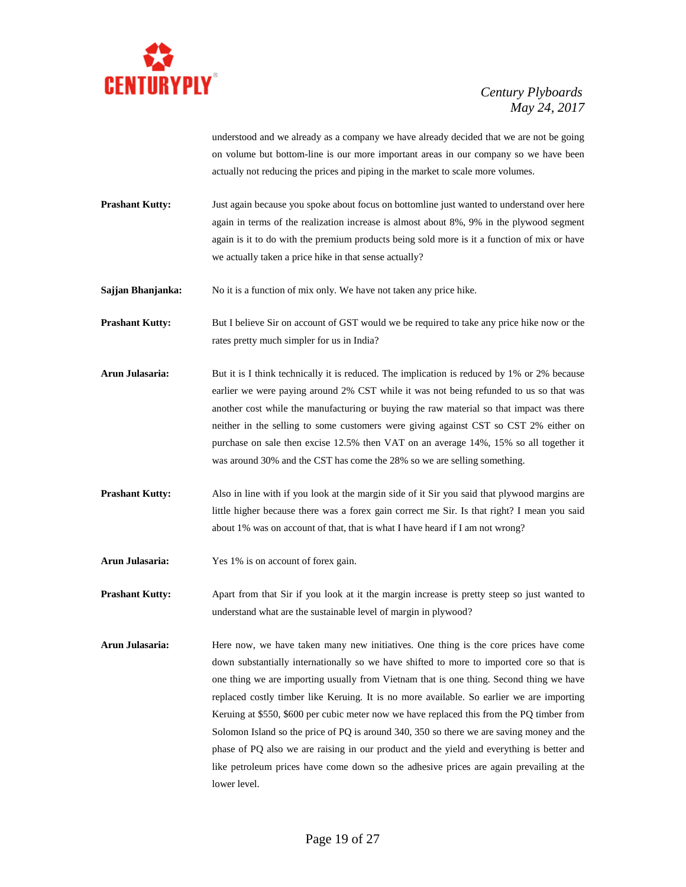understood and we already as a company we have already decided that we are not be going on volume but bottom-line is our more important areas in our company so we have been actually not reducing the prices and piping in the market to scale more volumes.

**Prashant Kutty:** Just again because you spoke about focus on bottomline just wanted to understand over here again in terms of the realization increase is almost about 8%, 9% in the plywood segment again is it to do with the premium products being sold more is it a function of mix or have we actually taken a price hike in that sense actually?

**Sajjan Bhanjanka:** No it is a function of mix only. We have not taken any price hike.

**Prashant Kutty:** But I believe Sir on account of GST would we be required to take any price hike now or the rates pretty much simpler for us in India?

**Arun Julasaria:** But it is I think technically it is reduced. The implication is reduced by 1% or 2% because earlier we were paying around 2% CST while it was not being refunded to us so that was another cost while the manufacturing or buying the raw material so that impact was there neither in the selling to some customers were giving against CST so CST 2% either on purchase on sale then excise 12.5% then VAT on an average 14%, 15% so all together it was around 30% and the CST has come the 28% so we are selling something.

**Prashant Kutty:** Also in line with if you look at the margin side of it Sir you said that plywood margins are little higher because there was a forex gain correct me Sir. Is that right? I mean you said about 1% was on account of that, that is what I have heard if I am not wrong?

**Arun Julasaria:** Yes 1% is on account of forex gain.

**Prashant Kutty:** Apart from that Sir if you look at it the margin increase is pretty steep so just wanted to understand what are the sustainable level of margin in plywood?

**Arun Julasaria:** Here now, we have taken many new initiatives. One thing is the core prices have come down substantially internationally so we have shifted to more to imported core so that is one thing we are importing usually from Vietnam that is one thing. Second thing we have replaced costly timber like Keruing. It is no more available. So earlier we are importing Keruing at $550, $600 per cubic meter now we have replaced this from the PQ timber from Solomon Island so the price of PQ is around 340, 350 so there we are saving money and the phase of PQ also we are raising in our product and the yield and everything is better and like petroleum prices have come down so the adhesive prices are again prevailing at the lower level.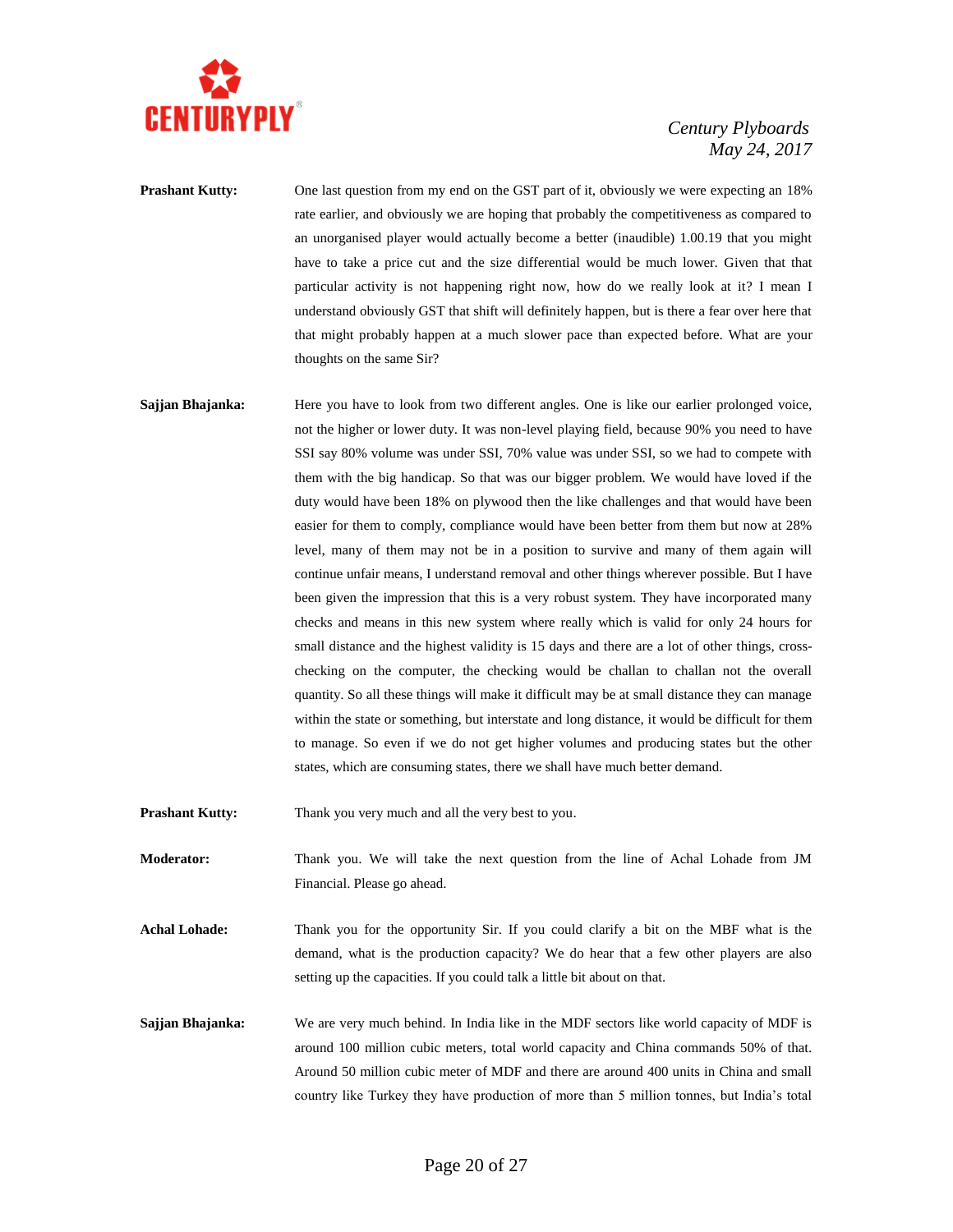**Prashant Kutty:** One last question from my end on the GST part of it, obviously we were expecting an 18% rate earlier, and obviously we are hoping that probably the competitiveness as compared to an unorganised player would actually become a better (inaudible) 1.00.19 that you might have to take a price cut and the size differential would be much lower. Given that that particular activity is not happening right now, how do we really look at it? I mean I understand obviously GST that shift will definitely happen, but is there a fear over here that that might probably happen at a much slower pace than expected before. What are your thoughts on the same Sir?

**Sajjan Bhajanka:** Here you have to look from two different angles. One is like our earlier prolonged voice, not the higher or lower duty. It was non-level playing field, because 90% you need to have SSI say 80% volume was under SSI, 70% value was under SSI, so we had to compete with them with the big handicap. So that was our bigger problem. We would have loved if the duty would have been 18% on plywood then the like challenges and that would have been easier for them to comply, compliance would have been better from them but now at 28% level, many of them may not be in a position to survive and many of them again will continue unfair means, I understand removal and other things wherever possible. But I have been given the impression that this is a very robust system. They have incorporated many checks and means in this new system where really which is valid for only 24 hours for small distance and the highest validity is 15 days and there are a lot of other things, cross-checking on the computer, the checking would be challan to challan not the overall quantity. So all these things will make it difficult may be at small distance they can manage within the state or something, but interstate and long distance, it would be difficult for them to manage. So even if we do not get higher volumes and producing states but the other states, which are consuming states, there we shall have much better demand.

**Prashant Kutty:** Thank you very much and all the very best to you.

**Moderator:** Thank you. We will take the next question from the line of Achal Lohade from JM Financial. Please go ahead.

**Achal Lohade:** Thank you for the opportunity Sir. If you could clarify a bit on the MBF what is the demand, what is the production capacity? We do hear that a few other players are also setting up the capacities. If you could talk a little bit about on that.

**Sajjan Bhajanka:** We are very much behind. In India like in the MDF sectors like world capacity of MDF is around 100 million cubic meters, total world capacity and China commands 50% of that. Around 50 million cubic meter of MDF and there are around 400 units in China and small country like Turkey they have production of more than 5 million tonnes, but India's total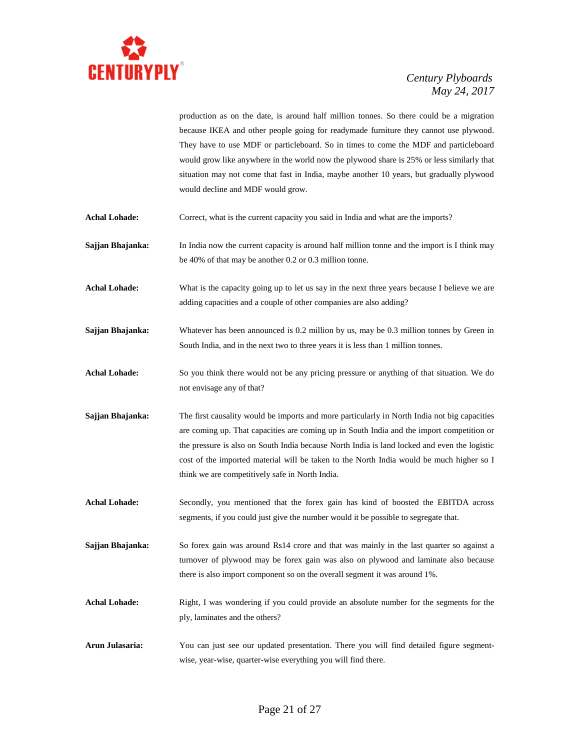production as on the date, is around half million tonnes. So there could be a migration because IKEA and other people going for readymade furniture they cannot use plywood. They have to use MDF or particleboard. So in times to come the MDF and particleboard would grow like anywhere in the world now the plywood share is 25% or less similarly that situation may not come that fast in India, maybe another 10 years, but gradually plywood would decline and MDF would grow.

**Achal Lohade:** Correct, what is the current capacity you said in India and what are the imports?

**Sajjan Bhajanka:** In India now the current capacity is around half million tonne and the import is I think may be 40% of that may be another 0.2 or 0.3 million tonne.

**Achal Lohade:** What is the capacity going up to let us say in the next three years because I believe we are adding capacities and a couple of other companies are also adding?

**Sajjan Bhajanka:** Whatever has been announced is 0.2 million by us, may be 0.3 million tonnes by Green in South India, and in the next two to three years it is less than 1 million tonnes.

**Achal Lohade:** So you think there would not be any pricing pressure or anything of that situation. We do not envisage any of that?

**Sajjan Bhajanka:** The first causality would be imports and more particularly in North India not big capacities are coming up. That capacities are coming up in South India and the import competition or the pressure is also on South India because North India is land locked and even the logistic cost of the imported material will be taken to the North India would be much higher so I think we are competitively safe in North India.

**Achal Lohade:** Secondly, you mentioned that the forex gain has kind of boosted the EBITDA across segments, if you could just give the number would it be possible to segregate that.

**Sajjan Bhajanka:** So forex gain was around Rs14 crore and that was mainly in the last quarter so against a turnover of plywood may be forex gain was also on plywood and laminate also because there is also import component so on the overall segment it was around 1%.

**Achal Lohade:** Right, I was wondering if you could provide an absolute number for the segments for the ply, laminates and the others?

**Arun Julasaria:** You can just see our updated presentation. There you will find detailed figure segment-wise, year-wise, quarter-wise everything you will find there.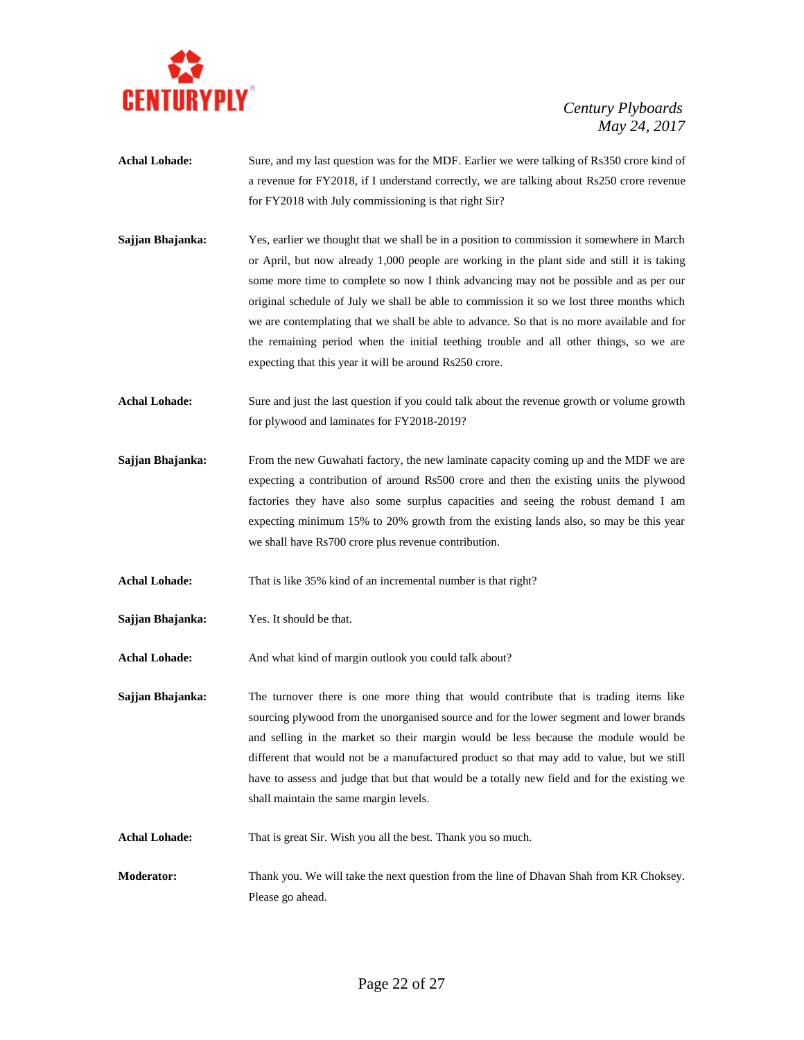**Achal Lohade:** Sure, and my last question was for the MDF. Earlier we were talking of Rs350 crore kind of a revenue for FY2018, if I understand correctly, we are talking about Rs250 crore revenue for FY2018 with July commissioning is that right Sir?

**Sajjan Bhajanka:** Yes, earlier we thought that we shall be in a position to commission it somewhere in March or April, but now already 1,000 people are working in the plant side and still it is taking some more time to complete so now I think advancing may not be possible and as per our original schedule of July we shall be able to commission it so we lost three months which we are contemplating that we shall be able to advance. So that is no more available and for the remaining period when the initial teething trouble and all other things, so we are expecting that this year it will be around Rs250 crore.

**Achal Lohade:** Sure and just the last question if you could talk about the revenue growth or volume growth for plywood and laminates for FY2018-2019?

**Sajjan Bhajanka:** From the new Guwahati factory, the new laminate capacity coming up and the MDF we are expecting a contribution of around Rs500 crore and then the existing units the plywood factories they have also some surplus capacities and seeing the robust demand I am expecting minimum 15% to 20% growth from the existing lands also, so may be this year we shall have Rs700 crore plus revenue contribution.

**Achal Lohade:** That is like 35% kind of an incremental number is that right?

**Sajjan Bhajanka:** Yes. It should be that.

**Achal Lohade:** And what kind of margin outlook you could talk about?

**Sajjan Bhajanka:** The turnover there is one more thing that would contribute that is trading items like sourcing plywood from the unorganised source and for the lower segment and lower brands and selling in the market so their margin would be less because the module would be different that would not be a manufactured product so that may add to value, but we still have to assess and judge that but that would be a totally new field and for the existing we shall maintain the same margin levels.

**Achal Lohade:** That is great Sir. Wish you all the best. Thank you so much.

**Moderator:** Thank you. We will take the next question from the line of Dhavan Shah from KR Choksey. Please go ahead.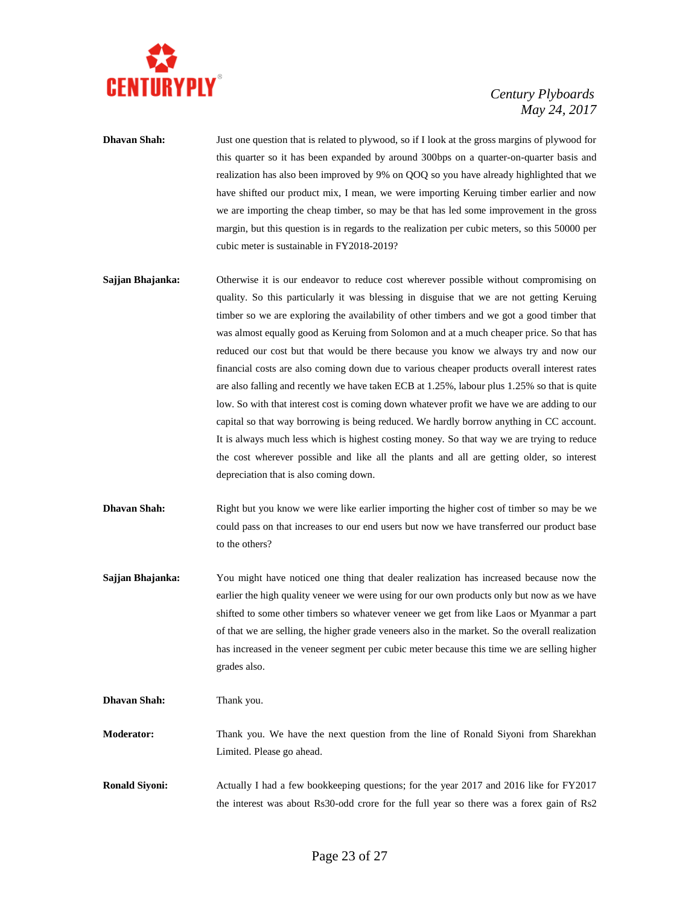**Dhavan Shah:** Just one question that is related to plywood, so if I look at the gross margins of plywood for this quarter so it has been expanded by around 300bps on a quarter-on-quarter basis and realization has also been improved by 9% on QOQ so you have already highlighted that we have shifted our product mix, I mean, we were importing Keruing timber earlier and now we are importing the cheap timber, so may be that has led some improvement in the gross margin, but this question is in regards to the realization per cubic meters, so this 50000 per cubic meter is sustainable in FY2018-2019?

**Sajjan Bhajanka:** Otherwise it is our endeavor to reduce cost wherever possible without compromising on quality. So this particularly it was blessing in disguise that we are not getting Keruing timber so we are exploring the availability of other timbers and we got a good timber that was almost equally good as Keruing from Solomon and at a much cheaper price. So that has reduced our cost but that would be there because you know we always try and now our financial costs are also coming down due to various cheaper products overall interest rates are also falling and recently we have taken ECB at 1.25%, labour plus 1.25% so that is quite low. So with that interest cost is coming down whatever profit we have we are adding to our capital so that way borrowing is being reduced. We hardly borrow anything in CC account. It is always much less which is highest costing money. So that way we are trying to reduce the cost wherever possible and like all the plants and all are getting older, so interest depreciation that is also coming down.

**Dhavan Shah:** Right but you know we were like earlier importing the higher cost of timber so may be we could pass on that increases to our end users but now we have transferred our product base to the others?

**Sajjan Bhajanka:** You might have noticed one thing that dealer realization has increased because now the earlier the high quality veneer we were using for our own products only but now as we have shifted to some other timbers so whatever veneer we get from like Laos or Myanmar a part of that we are selling, the higher grade veneers also in the market. So the overall realization has increased in the veneer segment per cubic meter because this time we are selling higher grades also.

**Dhavan Shah:** Thank you.

**Moderator:** Thank you. We have the next question from the line of Ronald Siyoni from Sharekhan Limited. Please go ahead.

**Ronald Siyoni:** Actually I had a few bookkeeping questions; for the year 2017 and 2016 like for FY2017 the interest was about Rs30-odd crore for the full year so there was a forex gain of Rs2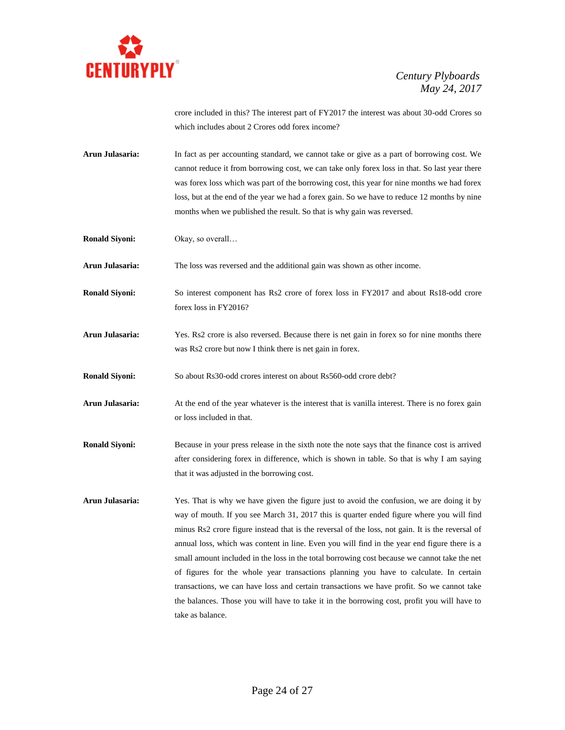crore included in this? The interest part of FY2017 the interest was about 30-odd Crores so which includes about 2 Crores odd forex income?

**Arun Julasaria:** In fact as per accounting standard, we cannot take or give as a part of borrowing cost. We cannot reduce it from borrowing cost, we can take only forex loss in that. So last year there was forex loss which was part of the borrowing cost, this year for nine months we had forex loss, but at the end of the year we had a forex gain. So we have to reduce 12 months by nine months when we published the result. So that is why gain was reversed.

**Ronald Siyoni:** Okay, so overall…

**Arun Julasaria:** The loss was reversed and the additional gain was shown as other income.

**Ronald Siyoni:** So interest component has Rs2 crore of forex loss in FY2017 and about Rs18-odd crore forex loss in FY2016?

**Arun Julasaria:** Yes. Rs2 crore is also reversed. Because there is net gain in forex so for nine months there was Rs2 crore but now I think there is net gain in forex.

**Ronald Siyoni:** So about Rs30-odd crores interest on about Rs560-odd crore debt?

**Arun Julasaria:** At the end of the year whatever is the interest that is vanilla interest. There is no forex gain or loss included in that.

**Ronald Siyoni:** Because in your press release in the sixth note the note says that the finance cost is arrived after considering forex in difference, which is shown in table. So that is why I am saying that it was adjusted in the borrowing cost.

**Arun Julasaria:** Yes. That is why we have given the figure just to avoid the confusion, we are doing it by way of mouth. If you see March 31, 2017 this is quarter ended figure where you will find minus Rs2 crore figure instead that is the reversal of the loss, not gain. It is the reversal of annual loss, which was content in line. Even you will find in the year end figure there is a small amount included in the loss in the total borrowing cost because we cannot take the net of figures for the whole year transactions planning you have to calculate. In certain transactions, we can have loss and certain transactions we have profit. So we cannot take the balances. Those you will have to take it in the borrowing cost, profit you will have to take as balance.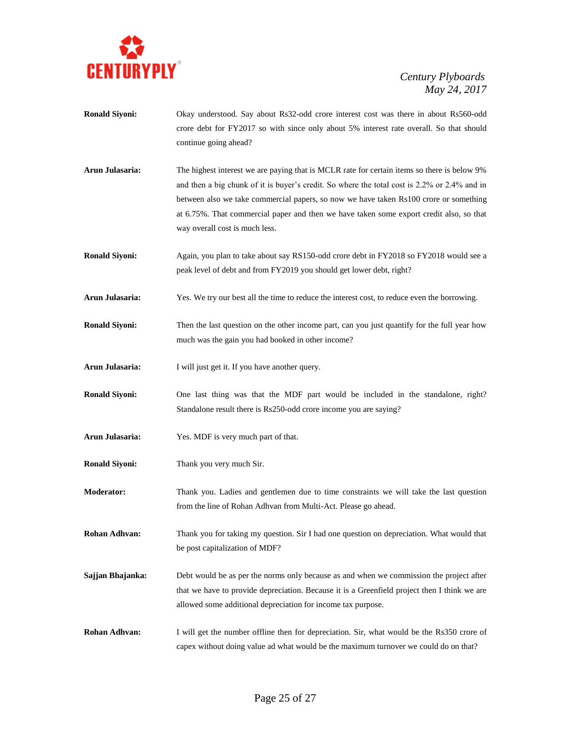**Ronald Siyoni:** Okay understood. Say about Rs32-odd crore interest cost was there in about Rs560-odd crore debt for FY2017 so with since only about 5% interest rate overall. So that should continue going ahead?

**Arun Julasaria:** The highest interest we are paying that is MCLR rate for certain items so there is below 9% and then a big chunk of it is buyer's credit. So where the total cost is 2.2% or 2.4% and in between also we take commercial papers, so now we have taken Rs100 crore or something at 6.75%. That commercial paper and then we have taken some export credit also, so that way overall cost is much less.

**Ronald Siyoni:** Again, you plan to take about say RS150-odd crore debt in FY2018 so FY2018 would see a peak level of debt and from FY2019 you should get lower debt, right?

**Arun Julasaria:** Yes. We try our best all the time to reduce the interest cost, to reduce even the borrowing.

**Ronald Siyoni:** Then the last question on the other income part, can you just quantify for the full year how much was the gain you had booked in other income?

**Arun Julasaria:** I will just get it. If you have another query.

**Ronald Siyoni:** One last thing was that the MDF part would be included in the standalone, right? Standalone result there is Rs250-odd crore income you are saying?

**Arun Julasaria:** Yes. MDF is very much part of that.

**Ronald Siyoni:** Thank you very much Sir.

**Moderator:** Thank you. Ladies and gentlemen due to time constraints we will take the last question from the line of Rohan Adhvan from Multi-Act. Please go ahead.

**Rohan Adhvan:** Thank you for taking my question. Sir I had one question on depreciation. What would that be post capitalization of MDF?

**Sajjan Bhajanka:** Debt would be as per the norms only because as and when we commission the project after that we have to provide depreciation. Because it is a Greenfield project then I think we are allowed some additional depreciation for income tax purpose.

**Rohan Adhvan:** I will get the number offline then for depreciation. Sir, what would be the Rs350 crore of capex without doing value ad what would be the maximum turnover we could do on that?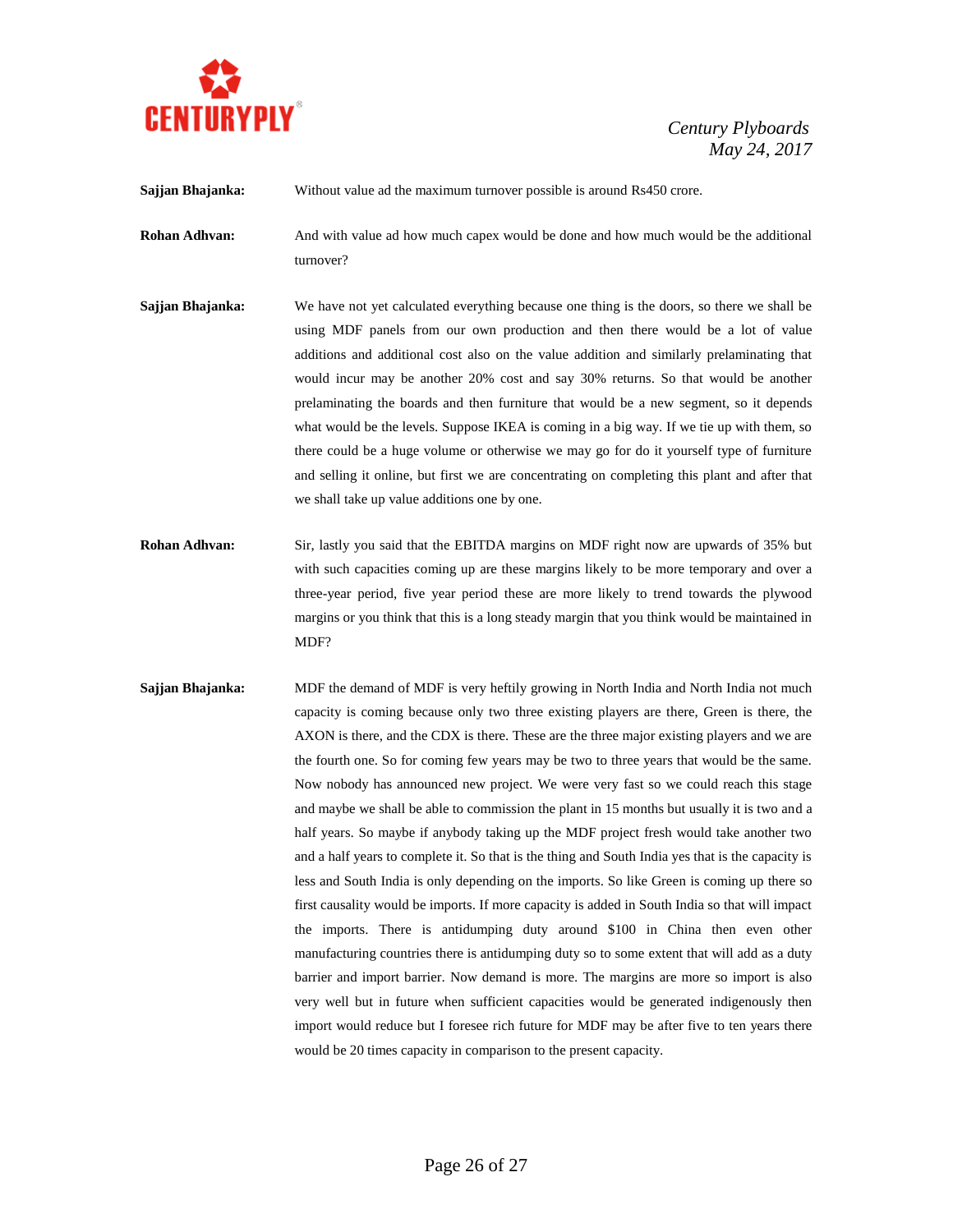**Sajjan Bhajanka:** Without value ad the maximum turnover possible is around Rs450 crore.

**Rohan Adhvan:** And with value ad how much capex would be done and how much would be the additional turnover?

**Sajjan Bhajanka:** We have not yet calculated everything because one thing is the doors, so there we shall be using MDF panels from our own production and then there would be a lot of value additions and additional cost also on the value addition and similarly prelaminating that would incur may be another 20% cost and say 30% returns. So that would be another prelaminating the boards and then furniture that would be a new segment, so it depends what would be the levels. Suppose IKEA is coming in a big way. If we tie up with them, so there could be a huge volume or otherwise we may go for do it yourself type of furniture and selling it online, but first we are concentrating on completing this plant and after that we shall take up value additions one by one.

**Rohan Adhvan:** Sir, lastly you said that the EBITDA margins on MDF right now are upwards of 35% but with such capacities coming up are these margins likely to be more temporary and over a three-year period, five year period these are more likely to trend towards the plywood margins or you think that this is a long steady margin that you think would be maintained in MDF?

**Sajjan Bhajanka:** MDF the demand of MDF is very heftily growing in North India and North India not much capacity is coming because only two three existing players are there, Green is there, the AXON is there, and the CDX is there. These are the three major existing players and we are the fourth one. So for coming few years may be two to three years that would be the same. Now nobody has announced new project. We were very fast so we could reach this stage and maybe we shall be able to commission the plant in 15 months but usually it is two and a half years. So maybe if anybody taking up the MDF project fresh would take another two and a half years to complete it. So that is the thing and South India yes that is the capacity is less and South India is only depending on the imports. So like Green is coming up there so first causality would be imports. If more capacity is added in South India so that will impact the imports. There is antidumping duty around $100 in China then even other manufacturing countries there is antidumping duty so to some extent that will add as a duty barrier and import barrier. Now demand is more. The margins are more so import is also very well but in future when sufficient capacities would be generated indigenously then import would reduce but I foresee rich future for MDF may be after five to ten years there would be 20 times capacity in comparison to the present capacity.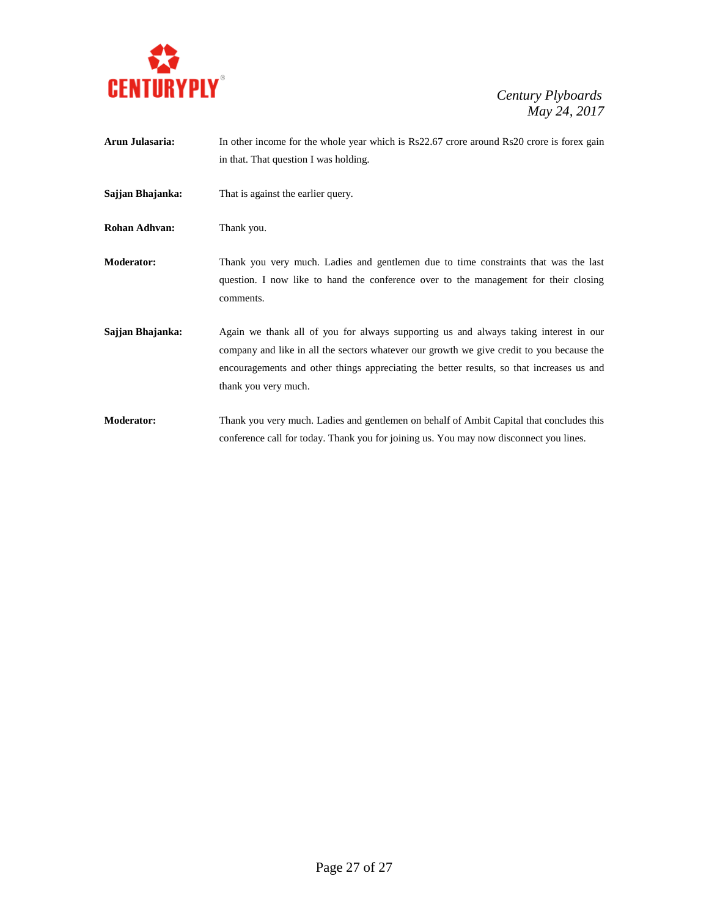**Arun Julasaria:** In other income for the whole year which is Rs22.67 crore around Rs20 crore is forex gain in that. That question I was holding.

**Sajjan Bhajanka:** That is against the earlier query.

**Rohan Adhvan:** Thank you.

**Moderator:** Thank you very much. Ladies and gentlemen due to time constraints that was the last question. I now like to hand the conference over to the management for their closing comments.

**Sajjan Bhajanka:** Again we thank all of you for always supporting us and always taking interest in our company and like in all the sectors whatever our growth we give credit to you because the encouragements and other things appreciating the better results, so that increases us and thank you very much.

**Moderator:** Thank you very much. Ladies and gentlemen on behalf of Ambit Capital that concludes this conference call for today. Thank you for joining us. You may now disconnect you lines.